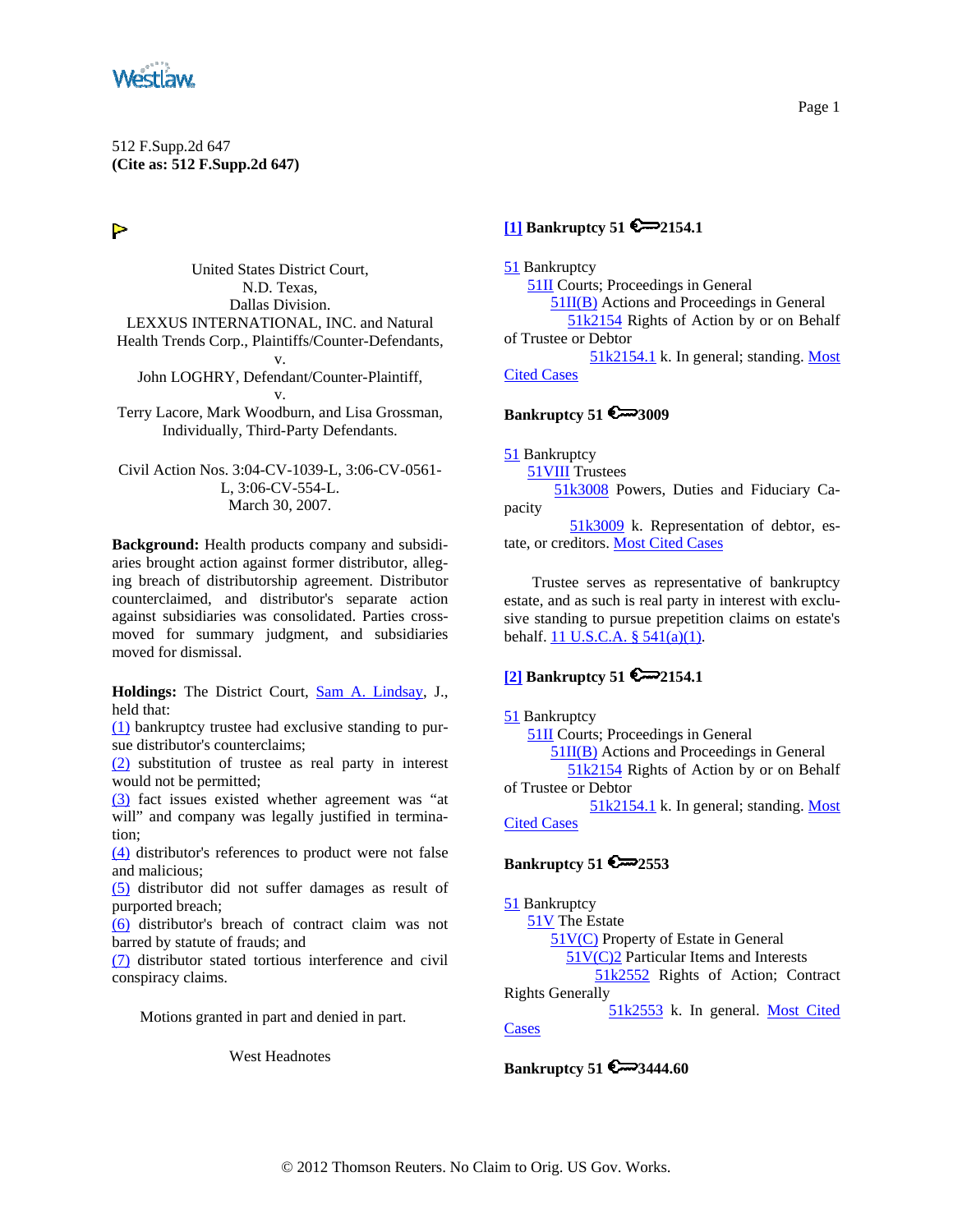512 F.Supp.2d 647
**(Cite as: 512 F.Supp.2d 647)**

United States District Court,
N.D. Texas,
Dallas Division.
LEXXUS INTERNATIONAL, INC. and Natural Health Trends Corp., Plaintiffs/Counter-Defendants,
v.
John LOGHRY, Defendant/Counter-Plaintiff,
v.
Terry Lacore, Mark Woodburn, and Lisa Grossman, Individually, Third-Party Defendants.

Civil Action Nos. 3:04-CV-1039-L, 3:06-CV-0561-L, 3:06-CV-554-L.
March 30, 2007.

**Background:** Health products company and subsidiaries brought action against former distributor, alleging breach of distributorship agreement. Distributor counterclaimed, and distributor's separate action against subsidiaries was consolidated. Parties cross-moved for summary judgment, and subsidiaries moved for dismissal.

**Holdings:** The District Court, Sam A. Lindsay, J., held that:
(1) bankruptcy trustee had exclusive standing to pursue distributor's counterclaims;
(2) substitution of trustee as real party in interest would not be permitted;
(3) fact issues existed whether agreement was "at will" and company was legally justified in termination;
(4) distributor's references to product were not false and malicious;
(5) distributor did not suffer damages as result of purported breach;
(6) distributor's breach of contract claim was not barred by statute of frauds; and
(7) distributor stated tortious interference and civil conspiracy claims.

Motions granted in part and denied in part.

West Headnotes

**[1] Bankruptcy 51 ⚷2154.1**

51 Bankruptcy
51II Courts; Proceedings in General
51II(B) Actions and Proceedings in General
51k2154 Rights of Action by or on Behalf of Trustee or Debtor
51k2154.1 k. In general; standing. Most Cited Cases

**Bankruptcy 51 ⚷3009**

51 Bankruptcy
51VIII Trustees
51k3008 Powers, Duties and Fiduciary Capacity
51k3009 k. Representation of debtor, estate, or creditors. Most Cited Cases

Trustee serves as representative of bankruptcy estate, and as such is real party in interest with exclusive standing to pursue prepetition claims on estate's behalf. 11 U.S.C.A. § 541(a)(1).

**[2] Bankruptcy 51 ⚷2154.1**

51 Bankruptcy
51II Courts; Proceedings in General
51II(B) Actions and Proceedings in General
51k2154 Rights of Action by or on Behalf of Trustee or Debtor
51k2154.1 k. In general; standing. Most Cited Cases

**Bankruptcy 51 ⚷2553**

51 Bankruptcy
51V The Estate
51V(C) Property of Estate in General
51V(C)2 Particular Items and Interests
51k2552 Rights of Action; Contract Rights Generally
51k2553 k. In general. Most Cited Cases

**Bankruptcy 51 ⚷3444.60**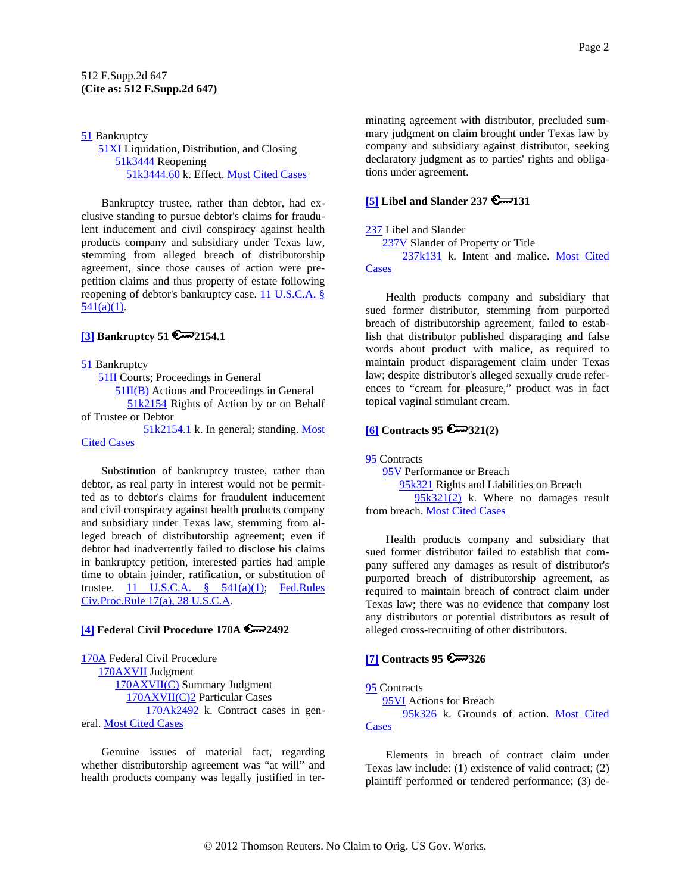512 F.Supp.2d 647
**(Cite as: 512 F.Supp.2d 647)**

51 Bankruptcy
51XI Liquidation, Distribution, and Closing
51k3444 Reopening
51k3444.60 k. Effect. Most Cited Cases

Bankruptcy trustee, rather than debtor, had exclusive standing to pursue debtor's claims for fraudulent inducement and civil conspiracy against health products company and subsidiary under Texas law, stemming from alleged breach of distributorship agreement, since those causes of action were pre-petition claims and thus property of estate following reopening of debtor's bankruptcy case. 11 U.S.C.A. § 541(a)(1).

**[3] Bankruptcy 51 2154.1**

51 Bankruptcy
51II Courts; Proceedings in General
51II(B) Actions and Proceedings in General
51k2154 Rights of Action by or on Behalf of Trustee or Debtor
51k2154.1 k. In general; standing. Most Cited Cases

Substitution of bankruptcy trustee, rather than debtor, as real party in interest would not be permitted as to debtor's claims for fraudulent inducement and civil conspiracy against health products company and subsidiary under Texas law, stemming from alleged breach of distributorship agreement; even if debtor had inadvertently failed to disclose his claims in bankruptcy petition, interested parties had ample time to obtain joinder, ratification, or substitution of trustee. 11 U.S.C.A. § 541(a)(1); Fed.Rules Civ.Proc.Rule 17(a), 28 U.S.C.A.

**[4] Federal Civil Procedure 170A 2492**

170A Federal Civil Procedure
170AXVII Judgment
170AXVII(C) Summary Judgment
170AXVII(C)2 Particular Cases
170Ak2492 k. Contract cases in general. Most Cited Cases

Genuine issues of material fact, regarding whether distributorship agreement was "at will" and health products company was legally justified in terminating agreement with distributor, precluded summary judgment on claim brought under Texas law by company and subsidiary against distributor, seeking declaratory judgment as to parties' rights and obligations under agreement.

**[5] Libel and Slander 237 131**

237 Libel and Slander
237V Slander of Property or Title
237k131 k. Intent and malice. Most Cited Cases

Health products company and subsidiary that sued former distributor, stemming from purported breach of distributorship agreement, failed to establish that distributor published disparaging and false words about product with malice, as required to maintain product disparagement claim under Texas law; despite distributor's alleged sexually crude references to "cream for pleasure," product was in fact topical vaginal stimulant cream.

**[6] Contracts 95 321(2)**

95 Contracts
95V Performance or Breach
95k321 Rights and Liabilities on Breach
95k321(2) k. Where no damages result from breach. Most Cited Cases

Health products company and subsidiary that sued former distributor failed to establish that company suffered any damages as result of distributor's purported breach of distributorship agreement, as required to maintain breach of contract claim under Texas law; there was no evidence that company lost any distributors or potential distributors as result of alleged cross-recruiting of other distributors.

**[7] Contracts 95 326**

95 Contracts
95VI Actions for Breach
95k326 k. Grounds of action. Most Cited Cases

Elements in breach of contract claim under Texas law include: (1) existence of valid contract; (2) plaintiff performed or tendered performance; (3) de-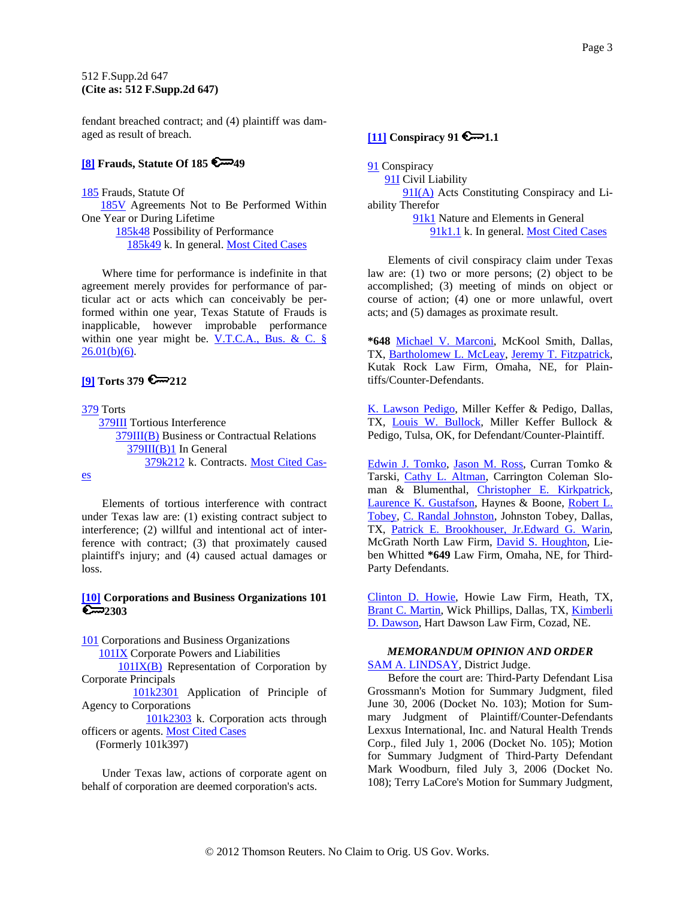512 F.Supp.2d 647
**(Cite as: 512 F.Supp.2d 647)**

fendant breached contract; and (4) plaintiff was damaged as result of breach.

**[8] Frauds, Statute Of 185 49**

185 Frauds, Statute Of
185V Agreements Not to Be Performed Within One Year or During Lifetime
185k48 Possibility of Performance
185k49 k. In general. Most Cited Cases

Where time for performance is indefinite in that agreement merely provides for performance of particular act or acts which can conceivably be performed within one year, Texas Statute of Frauds is inapplicable, however improbable performance within one year might be. V.T.C.A., Bus. & C. § 26.01(b)(6).

**[9] Torts 379 212**

379 Torts
379III Tortious Interference
379III(B) Business or Contractual Relations
379III(B)1 In General
379k212 k. Contracts. Most Cited Cases

Elements of tortious interference with contract under Texas law are: (1) existing contract subject to interference; (2) willful and intentional act of interference with contract; (3) that proximately caused plaintiff's injury; and (4) caused actual damages or loss.

**[10] Corporations and Business Organizations 101 2303**

101 Corporations and Business Organizations
101IX Corporate Powers and Liabilities
101IX(B) Representation of Corporation by Corporate Principals
101k2301 Application of Principle of Agency to Corporations
101k2303 k. Corporation acts through officers or agents. Most Cited Cases
(Formerly 101k397)

Under Texas law, actions of corporate agent on behalf of corporation are deemed corporation's acts.

**[11] Conspiracy 91 1.1**

91 Conspiracy
91I Civil Liability
91I(A) Acts Constituting Conspiracy and Liability Therefor
91k1 Nature and Elements in General
91k1.1 k. In general. Most Cited Cases

Elements of civil conspiracy claim under Texas law are: (1) two or more persons; (2) object to be accomplished; (3) meeting of minds on object or course of action; (4) one or more unlawful, overt acts; and (5) damages as proximate result.

**\*648** Michael V. Marconi, McKool Smith, Dallas, TX, Bartholomew L. McLeay, Jeremy T. Fitzpatrick, Kutak Rock Law Firm, Omaha, NE, for Plaintiffs/Counter-Defendants.

K. Lawson Pedigo, Miller Keffer & Pedigo, Dallas, TX, Louis W. Bullock, Miller Keffer Bullock & Pedigo, Tulsa, OK, for Defendant/Counter-Plaintiff.

Edwin J. Tomko, Jason M. Ross, Curran Tomko & Tarski, Cathy L. Altman, Carrington Coleman Sloman & Blumenthal, Christopher E. Kirkpatrick, Laurence K. Gustafson, Haynes & Boone, Robert L. Tobey, C. Randal Johnston, Johnston Tobey, Dallas, TX, Patrick E. Brookhouser, Jr.Edward G. Warin, McGrath North Law Firm, David S. Houghton, Lieben Whitted **\*649** Law Firm, Omaha, NE, for Third-Party Defendants.

Clinton D. Howie, Howie Law Firm, Heath, TX, Brant C. Martin, Wick Phillips, Dallas, TX, Kimberli D. Dawson, Hart Dawson Law Firm, Cozad, NE.

***MEMORANDUM OPINION AND ORDER***

SAM A. LINDSAY, District Judge.

Before the court are: Third-Party Defendant Lisa Grossmann's Motion for Summary Judgment, filed June 30, 2006 (Docket No. 103); Motion for Summary Judgment of Plaintiff/Counter-Defendants Lexxus International, Inc. and Natural Health Trends Corp., filed July 1, 2006 (Docket No. 105); Motion for Summary Judgment of Third-Party Defendant Mark Woodburn, filed July 3, 2006 (Docket No. 108); Terry LaCore's Motion for Summary Judgment,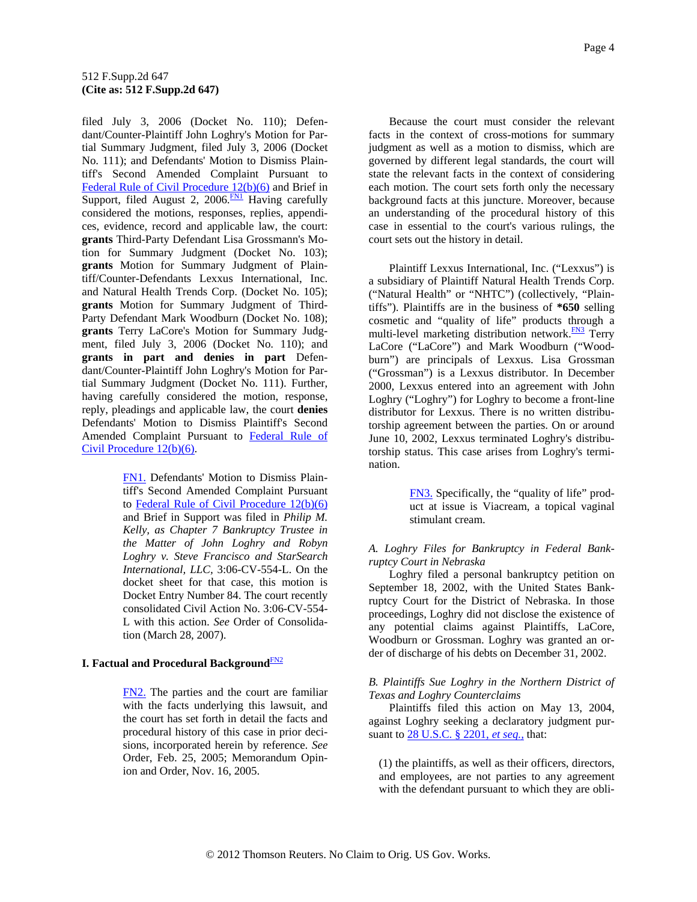filed July 3, 2006 (Docket No. 110); Defendant/Counter-Plaintiff John Loghry's Motion for Partial Summary Judgment, filed July 3, 2006 (Docket No. 111); and Defendants' Motion to Dismiss Plaintiff's Second Amended Complaint Pursuant to Federal Rule of Civil Procedure 12(b)(6) and Brief in Support, filed August 2, 2006.[FN1] Having carefully considered the motions, responses, replies, appendices, evidence, record and applicable law, the court: **grants** Third-Party Defendant Lisa Grossmann's Motion for Summary Judgment (Docket No. 103); **grants** Motion for Summary Judgment of Plaintiff/Counter-Defendants Lexxus International, Inc. and Natural Health Trends Corp. (Docket No. 105); **grants** Motion for Summary Judgment of Third-Party Defendant Mark Woodburn (Docket No. 108); **grants** Terry LaCore's Motion for Summary Judgment, filed July 3, 2006 (Docket No. 110); and **grants in part and denies in part** Defendant/Counter-Plaintiff John Loghry's Motion for Partial Summary Judgment (Docket No. 111). Further, having carefully considered the motion, response, reply, pleadings and applicable law, the court **denies** Defendants' Motion to Dismiss Plaintiff's Second Amended Complaint Pursuant to Federal Rule of Civil Procedure 12(b)(6).

> FN1. Defendants' Motion to Dismiss Plaintiff's Second Amended Complaint Pursuant to Federal Rule of Civil Procedure 12(b)(6) and Brief in Support was filed in *Philip M. Kelly, as Chapter 7 Bankruptcy Trustee in the Matter of John Loghry and Robyn Loghry v. Steve Francisco and StarSearch International, LLC*, 3:06-CV-554-L. On the docket sheet for that case, this motion is Docket Entry Number 84. The court recently consolidated Civil Action No. 3:06-CV-554-L with this action. *See* Order of Consolidation (March 28, 2007).

## I. Factual and Procedural Background[FN2]

> FN2. The parties and the court are familiar with the facts underlying this lawsuit, and the court has set forth in detail the facts and procedural history of this case in prior decisions, incorporated herein by reference. *See* Order, Feb. 25, 2005; Memorandum Opinion and Order, Nov. 16, 2005.

Because the court must consider the relevant facts in the context of cross-motions for summary judgment as well as a motion to dismiss, which are governed by different legal standards, the court will state the relevant facts in the context of considering each motion. The court sets forth only the necessary background facts at this juncture. Moreover, because an understanding of the procedural history of this case in essential to the court's various rulings, the court sets out the history in detail.

Plaintiff Lexxus International, Inc. ("Lexxus") is a subsidiary of Plaintiff Natural Health Trends Corp. ("Natural Health" or "NHTC") (collectively, "Plaintiffs"). Plaintiffs are in the business of **\*650** selling cosmetic and "quality of life" products through a multi-level marketing distribution network.[FN3] Terry LaCore ("LaCore") and Mark Woodburn ("Woodburn") are principals of Lexxus. Lisa Grossman ("Grossman") is a Lexxus distributor. In December 2000, Lexxus entered into an agreement with John Loghry ("Loghry") for Loghry to become a front-line distributor for Lexxus. There is no written distributorship agreement between the parties. On or around June 10, 2002, Lexxus terminated Loghry's distributorship status. This case arises from Loghry's termination.

> FN3. Specifically, the "quality of life" product at issue is Viacream, a topical vaginal stimulant cream.

### *A. Loghry Files for Bankruptcy in Federal Bankruptcy Court in Nebraska*

Loghry filed a personal bankruptcy petition on September 18, 2002, with the United States Bankruptcy Court for the District of Nebraska. In those proceedings, Loghry did not disclose the existence of any potential claims against Plaintiffs, LaCore, Woodburn or Grossman. Loghry was granted an order of discharge of his debts on December 31, 2002.

### *B. Plaintiffs Sue Loghry in the Northern District of Texas and Loghry Counterclaims*

Plaintiffs filed this action on May 13, 2004, against Loghry seeking a declaratory judgment pursuant to 28 U.S.C. § 2201, *et seq.*, that:

> (1) the plaintiffs, as well as their officers, directors, and employees, are not parties to any agreement with the defendant pursuant to which they are obli-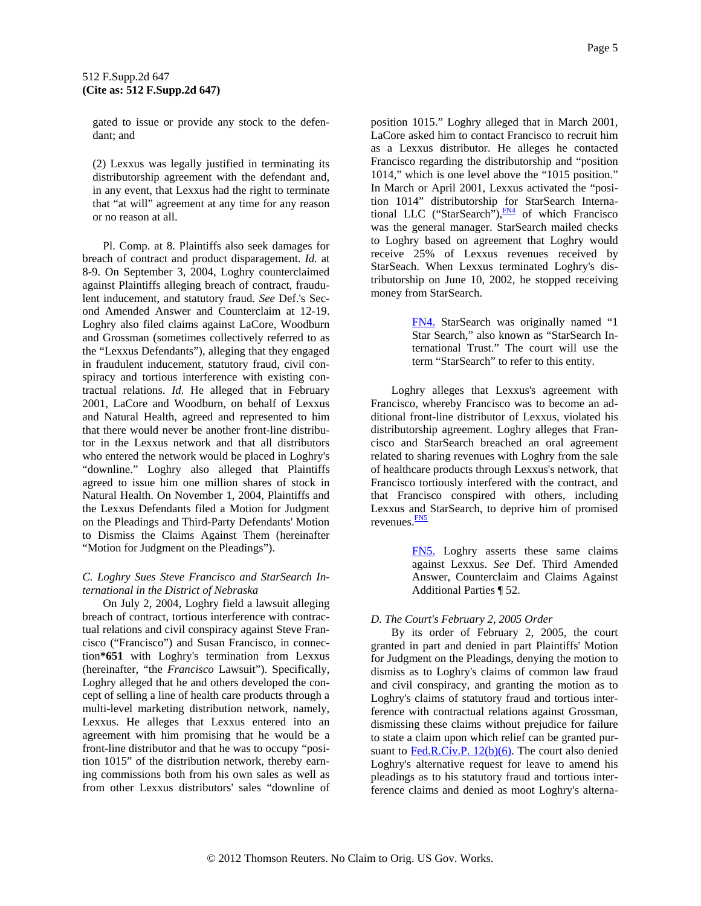gated to issue or provide any stock to the defendant; and

(2) Lexxus was legally justified in terminating its distributorship agreement with the defendant and, in any event, that Lexxus had the right to terminate that "at will" agreement at any time for any reason or no reason at all.

Pl. Comp. at 8. Plaintiffs also seek damages for breach of contract and product disparagement. *Id.* at 8-9. On September 3, 2004, Loghry counterclaimed against Plaintiffs alleging breach of contract, fraudulent inducement, and statutory fraud. *See* Def.'s Second Amended Answer and Counterclaim at 12-19. Loghry also filed claims against LaCore, Woodburn and Grossman (sometimes collectively referred to as the "Lexxus Defendants"), alleging that they engaged in fraudulent inducement, statutory fraud, civil conspiracy and tortious interference with existing contractual relations. *Id.* He alleged that in February 2001, LaCore and Woodburn, on behalf of Lexxus and Natural Health, agreed and represented to him that there would never be another front-line distributor in the Lexxus network and that all distributors who entered the network would be placed in Loghry's "downline." Loghry also alleged that Plaintiffs agreed to issue him one million shares of stock in Natural Health. On November 1, 2004, Plaintiffs and the Lexxus Defendants filed a Motion for Judgment on the Pleadings and Third-Party Defendants' Motion to Dismiss the Claims Against Them (hereinafter "Motion for Judgment on the Pleadings").

*C. Loghry Sues Steve Francisco and StarSearch International in the District of Nebraska*

On July 2, 2004, Loghry field a lawsuit alleging breach of contract, tortious interference with contractual relations and civil conspiracy against Steve Francisco ("Francisco") and Susan Francisco, in connection**\*651** with Loghry's termination from Lexxus (hereinafter, "the *Francisco* Lawsuit"). Specifically, Loghry alleged that he and others developed the concept of selling a line of health care products through a multi-level marketing distribution network, namely, Lexxus. He alleges that Lexxus entered into an agreement with him promising that he would be a front-line distributor and that he was to occupy "position 1015" of the distribution network, thereby earning commissions both from his own sales as well as from other Lexxus distributors' sales "downline of position 1015." Loghry alleged that in March 2001, LaCore asked him to contact Francisco to recruit him as a Lexxus distributor. He alleges he contacted Francisco regarding the distributorship and "position 1014," which is one level above the "1015 position." In March or April 2001, Lexxus activated the "position 1014" distributorship for StarSearch International LLC ("StarSearch"),[FN4] of which Francisco was the general manager. StarSearch mailed checks to Loghry based on agreement that Loghry would receive 25% of Lexxus revenues received by StarSeach. When Lexxus terminated Loghry's distributorship on June 10, 2002, he stopped receiving money from StarSearch.

> FN4. StarSearch was originally named "1 Star Search," also known as "StarSearch International Trust." The court will use the term "StarSearch" to refer to this entity.

Loghry alleges that Lexxus's agreement with Francisco, whereby Francisco was to become an additional front-line distributor of Lexxus, violated his distributorship agreement. Loghry alleges that Francisco and StarSearch breached an oral agreement related to sharing revenues with Loghry from the sale of healthcare products through Lexxus's network, that Francisco tortiously interfered with the contract, and that Francisco conspired with others, including Lexxus and StarSearch, to deprive him of promised revenues.[FN5]

> FN5. Loghry asserts these same claims against Lexxus. *See* Def. Third Amended Answer, Counterclaim and Claims Against Additional Parties ¶ 52.

*D. The Court's February 2, 2005 Order*

By its order of February 2, 2005, the court granted in part and denied in part Plaintiffs' Motion for Judgment on the Pleadings, denying the motion to dismiss as to Loghry's claims of common law fraud and civil conspiracy, and granting the motion as to Loghry's claims of statutory fraud and tortious interference with contractual relations against Grossman, dismissing these claims without prejudice for failure to state a claim upon which relief can be granted pursuant to Fed.R.Civ.P. 12(b)(6). The court also denied Loghry's alternative request for leave to amend his pleadings as to his statutory fraud and tortious interference claims and denied as moot Loghry's alterna-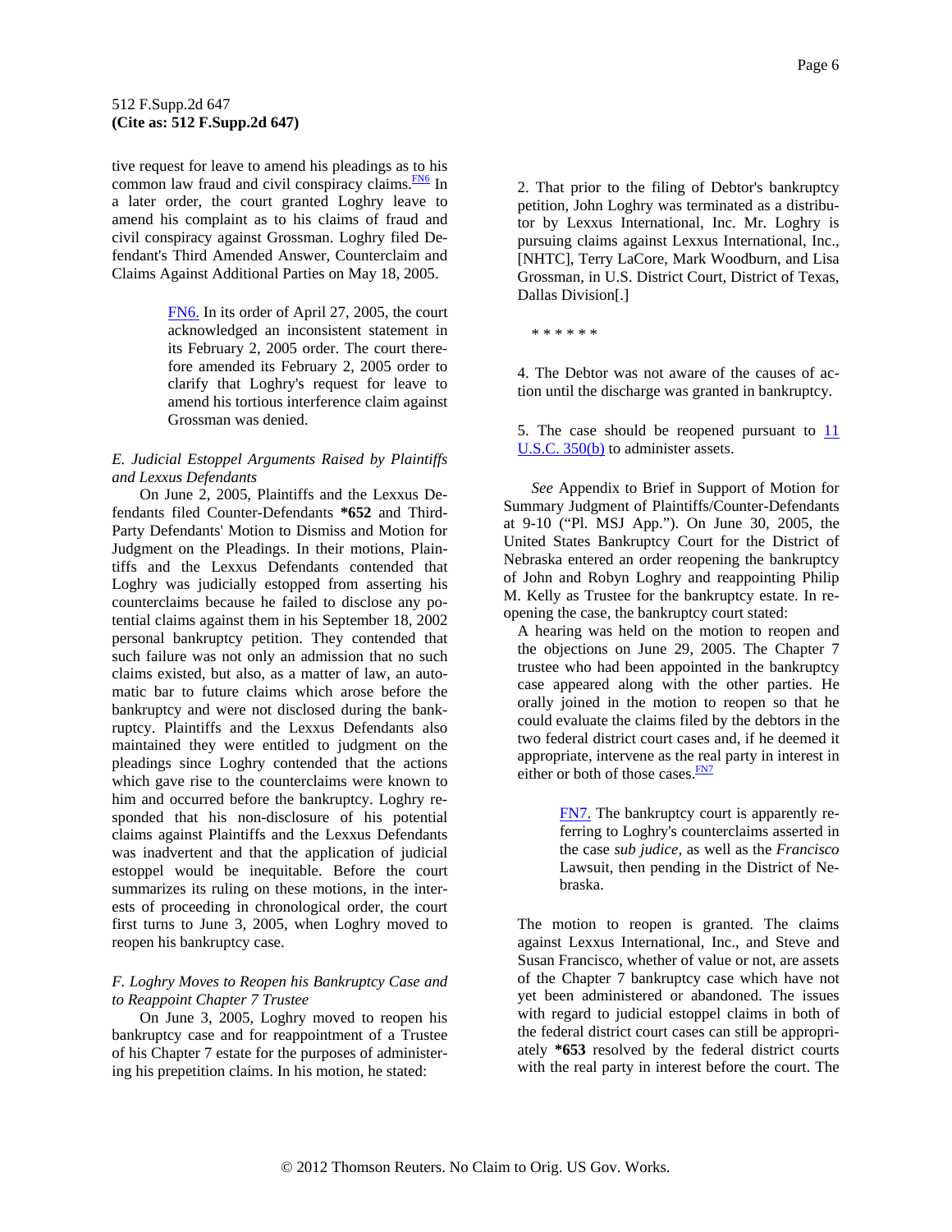tive request for leave to amend his pleadings as to his common law fraud and civil conspiracy claims.FN6 In a later order, the court granted Loghry leave to amend his complaint as to his claims of fraud and civil conspiracy against Grossman. Loghry filed Defendant's Third Amended Answer, Counterclaim and Claims Against Additional Parties on May 18, 2005.

> FN6. In its order of April 27, 2005, the court acknowledged an inconsistent statement in its February 2, 2005 order. The court therefore amended its February 2, 2005 order to clarify that Loghry's request for leave to amend his tortious interference claim against Grossman was denied.

*E. Judicial Estoppel Arguments Raised by Plaintiffs and Lexxus Defendants*

On June 2, 2005, Plaintiffs and the Lexxus Defendants filed Counter-Defendants **\*652** and Third-Party Defendants' Motion to Dismiss and Motion for Judgment on the Pleadings. In their motions, Plaintiffs and the Lexxus Defendants contended that Loghry was judicially estopped from asserting his counterclaims because he failed to disclose any potential claims against them in his September 18, 2002 personal bankruptcy petition. They contended that such failure was not only an admission that no such claims existed, but also, as a matter of law, an automatic bar to future claims which arose before the bankruptcy and were not disclosed during the bankruptcy. Plaintiffs and the Lexxus Defendants also maintained they were entitled to judgment on the pleadings since Loghry contended that the actions which gave rise to the counterclaims were known to him and occurred before the bankruptcy. Loghry responded that his non-disclosure of his potential claims against Plaintiffs and the Lexxus Defendants was inadvertent and that the application of judicial estoppel would be inequitable. Before the court summarizes its ruling on these motions, in the interests of proceeding in chronological order, the court first turns to June 3, 2005, when Loghry moved to reopen his bankruptcy case.

*F. Loghry Moves to Reopen his Bankruptcy Case and to Reappoint Chapter 7 Trustee*

On June 3, 2005, Loghry moved to reopen his bankruptcy case and for reappointment of a Trustee of his Chapter 7 estate for the purposes of administering his prepetition claims. In his motion, he stated:

> 2. That prior to the filing of Debtor's bankruptcy petition, John Loghry was terminated as a distributor by Lexxus International, Inc. Mr. Loghry is pursuing claims against Lexxus International, Inc., [NHTC], Terry LaCore, Mark Woodburn, and Lisa Grossman, in U.S. District Court, District of Texas, Dallas Division[.]
>
> \* \* \* \* \* \*
>
> 4. The Debtor was not aware of the causes of action until the discharge was granted in bankruptcy.
>
> 5. The case should be reopened pursuant to 11 U.S.C. 350(b) to administer assets.

*See* Appendix to Brief in Support of Motion for Summary Judgment of Plaintiffs/Counter-Defendants at 9-10 ("Pl. MSJ App."). On June 30, 2005, the United States Bankruptcy Court for the District of Nebraska entered an order reopening the bankruptcy of John and Robyn Loghry and reappointing Philip M. Kelly as Trustee for the bankruptcy estate. In reopening the case, the bankruptcy court stated:

> A hearing was held on the motion to reopen and the objections on June 29, 2005. The Chapter 7 trustee who had been appointed in the bankruptcy case appeared along with the other parties. He orally joined in the motion to reopen so that he could evaluate the claims filed by the debtors in the two federal district court cases and, if he deemed it appropriate, intervene as the real party in interest in either or both of those cases.FN7

> FN7. The bankruptcy court is apparently referring to Loghry's counterclaims asserted in the case *sub judice*, as well as the *Francisco* Lawsuit, then pending in the District of Nebraska.

> The motion to reopen is granted. The claims against Lexxus International, Inc., and Steve and Susan Francisco, whether of value or not, are assets of the Chapter 7 bankruptcy case which have not yet been administered or abandoned. The issues with regard to judicial estoppel claims in both of the federal district court cases can still be appropriately **\*653** resolved by the federal district courts with the real party in interest before the court. The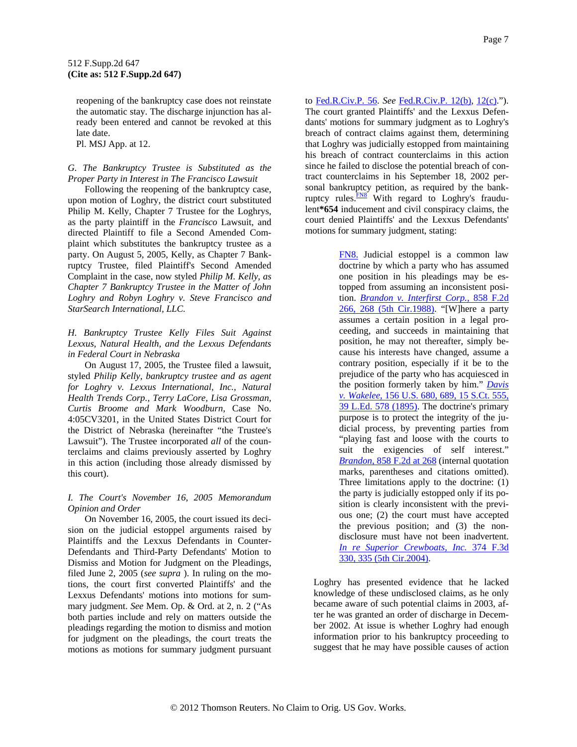reopening of the bankruptcy case does not reinstate the automatic stay. The discharge injunction has already been entered and cannot be revoked at this late date.

Pl. MSJ App. at 12.

*G. The Bankruptcy Trustee is Substituted as the Proper Party in Interest in The Francisco Lawsuit*

Following the reopening of the bankruptcy case, upon motion of Loghry, the district court substituted Philip M. Kelly, the Chapter 7 Trustee for the Loghrys, as the party plaintiff in the *Francisco* Lawsuit, and directed Plaintiff to file a Second Amended Complaint which substitutes the bankruptcy trustee as a party. On August 5, 2005, Kelly, as Chapter 7 Bankruptcy Trustee, filed Plaintiff's Second Amended Complaint in the case, now styled *Philip M. Kelly, as Chapter 7 Bankruptcy Trustee in the Matter of John Loghry and Robyn Loghry v. Steve Francisco and StarSearch International, LLC.*

*H. Bankruptcy Trustee Kelly Files Suit Against Lexxus, Natural Health, and the Lexxus Defendants in Federal Court in Nebraska*

On August 17, 2005, the Trustee filed a lawsuit, styled *Philip Kelly, bankruptcy trustee and as agent for Loghry v. Lexxus International, Inc., Natural Health Trends Corp., Terry LaCore, Lisa Grossman, Curtis Broome and Mark Woodburn,* Case No. 4:05CV3201, in the United States District Court for the District of Nebraska (hereinafter "the Trustee's Lawsuit"). The Trustee incorporated *all* of the counterclaims and claims previously asserted by Loghry in this action (including those already dismissed by this court).

*I. The Court's November 16, 2005 Memorandum Opinion and Order*

On November 16, 2005, the court issued its decision on the judicial estoppel arguments raised by Plaintiffs and the Lexxus Defendants in Counter-Defendants and Third-Party Defendants' Motion to Dismiss and Motion for Judgment on the Pleadings, filed June 2, 2005 (*see supra* ). In ruling on the motions, the court first converted Plaintiffs' and the Lexxus Defendants' motions into motions for summary judgment. *See* Mem. Op. & Ord. at 2, n. 2 ("As both parties include and rely on matters outside the pleadings regarding the motion to dismiss and motion for judgment on the pleadings, the court treats the motions as motions for summary judgment pursuant to Fed.R.Civ.P. 56. *See* Fed.R.Civ.P. 12(b), 12(c)."). The court granted Plaintiffs' and the Lexxus Defendants' motions for summary judgment as to Loghry's breach of contract claims against them, determining that Loghry was judicially estopped from maintaining his breach of contract counterclaims in this action since he failed to disclose the potential breach of contract counterclaims in his September 18, 2002 personal bankruptcy petition, as required by the bankruptcy rules.[FN8] With regard to Loghry's fraudulent**\*654** inducement and civil conspiracy claims, the court denied Plaintiffs' and the Lexxus Defendants' motions for summary judgment, stating:

> FN8. Judicial estoppel is a common law doctrine by which a party who has assumed one position in his pleadings may be estopped from assuming an inconsistent position. *Brandon v. Interfirst Corp.,* 858 F.2d 266, 268 (5th Cir.1988). "[W]here a party assumes a certain position in a legal proceeding, and succeeds in maintaining that position, he may not thereafter, simply because his interests have changed, assume a contrary position, especially if it be to the prejudice of the party who has acquiesced in the position formerly taken by him." *Davis v. Wakelee,* 156 U.S. 680, 689, 15 S.Ct. 555, 39 L.Ed. 578 (1895). The doctrine's primary purpose is to protect the integrity of the judicial process, by preventing parties from "playing fast and loose with the courts to suit the exigencies of self interest." *Brandon,* 858 F.2d at 268 (internal quotation marks, parentheses and citations omitted). Three limitations apply to the doctrine: (1) the party is judicially estopped only if its position is clearly inconsistent with the previous one; (2) the court must have accepted the previous position; and (3) the nondisclosure must have not been inadvertent. *In re Superior Crewboats, Inc.* 374 F.3d 330, 335 (5th Cir.2004).

Loghry has presented evidence that he lacked knowledge of these undisclosed claims, as he only became aware of such potential claims in 2003, after he was granted an order of discharge in December 2002. At issue is whether Loghry had enough information prior to his bankruptcy proceeding to suggest that he may have possible causes of action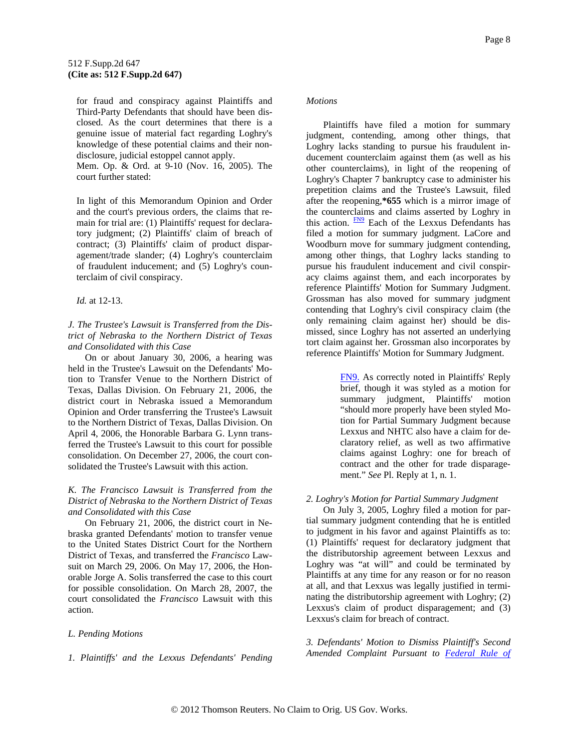for fraud and conspiracy against Plaintiffs and Third-Party Defendants that should have been disclosed. As the court determines that there is a genuine issue of material fact regarding Loghry's knowledge of these potential claims and their nondisclosure, judicial estoppel cannot apply.

Mem. Op. & Ord. at 9-10 (Nov. 16, 2005). The court further stated:

> In light of this Memorandum Opinion and Order and the court's previous orders, the claims that remain for trial are: (1) Plaintiffs' request for declaratory judgment; (2) Plaintiffs' claim of breach of contract; (3) Plaintiffs' claim of product disparagement/trade slander; (4) Loghry's counterclaim of fraudulent inducement; and (5) Loghry's counterclaim of civil conspiracy.

*Id.* at 12-13.

*J. The Trustee's Lawsuit is Transferred from the District of Nebraska to the Northern District of Texas and Consolidated with this Case*

On or about January 30, 2006, a hearing was held in the Trustee's Lawsuit on the Defendants' Motion to Transfer Venue to the Northern District of Texas, Dallas Division. On February 21, 2006, the district court in Nebraska issued a Memorandum Opinion and Order transferring the Trustee's Lawsuit to the Northern District of Texas, Dallas Division. On April 4, 2006, the Honorable Barbara G. Lynn transferred the Trustee's Lawsuit to this court for possible consolidation. On December 27, 2006, the court consolidated the Trustee's Lawsuit with this action.

*K. The Francisco Lawsuit is Transferred from the District of Nebraska to the Northern District of Texas and Consolidated with this Case*

On February 21, 2006, the district court in Nebraska granted Defendants' motion to transfer venue to the United States District Court for the Northern District of Texas, and transferred the *Francisco* Lawsuit on March 29, 2006. On May 17, 2006, the Honorable Jorge A. Solis transferred the case to this court for possible consolidation. On March 28, 2007, the court consolidated the *Francisco* Lawsuit with this action.

*L. Pending Motions*

*1. Plaintiffs' and the Lexxus Defendants' Pending Motions*

Plaintiffs have filed a motion for summary judgment, contending, among other things, that Loghry lacks standing to pursue his fraudulent inducement counterclaim against them (as well as his other counterclaims), in light of the reopening of Loghry's Chapter 7 bankruptcy case to administer his prepetition claims and the Trustee's Lawsuit, filed after the reopening,**\*655** which is a mirror image of the counterclaims and claims asserted by Loghry in this action. FN9 Each of the Lexxus Defendants has filed a motion for summary judgment. LaCore and Woodburn move for summary judgment contending, among other things, that Loghry lacks standing to pursue his fraudulent inducement and civil conspiracy claims against them, and each incorporates by reference Plaintiffs' Motion for Summary Judgment. Grossman has also moved for summary judgment contending that Loghry's civil conspiracy claim (the only remaining claim against her) should be dismissed, since Loghry has not asserted an underlying tort claim against her. Grossman also incorporates by reference Plaintiffs' Motion for Summary Judgment.

> FN9. As correctly noted in Plaintiffs' Reply brief, though it was styled as a motion for summary judgment, Plaintiffs' motion "should more properly have been styled Motion for Partial Summary Judgment because Lexxus and NHTC also have a claim for declaratory relief, as well as two affirmative claims against Loghry: one for breach of contract and the other for trade disparagement." *See* Pl. Reply at 1, n. 1.

*2. Loghry's Motion for Partial Summary Judgment*

On July 3, 2005, Loghry filed a motion for partial summary judgment contending that he is entitled to judgment in his favor and against Plaintiffs as to: (1) Plaintiffs' request for declaratory judgment that the distributorship agreement between Lexxus and Loghry was "at will" and could be terminated by Plaintiffs at any time for any reason or for no reason at all, and that Lexxus was legally justified in terminating the distributorship agreement with Loghry; (2) Lexxus's claim of product disparagement; and (3) Lexxus's claim for breach of contract.

*3. Defendants' Motion to Dismiss Plaintiff's Second Amended Complaint Pursuant to Federal Rule of*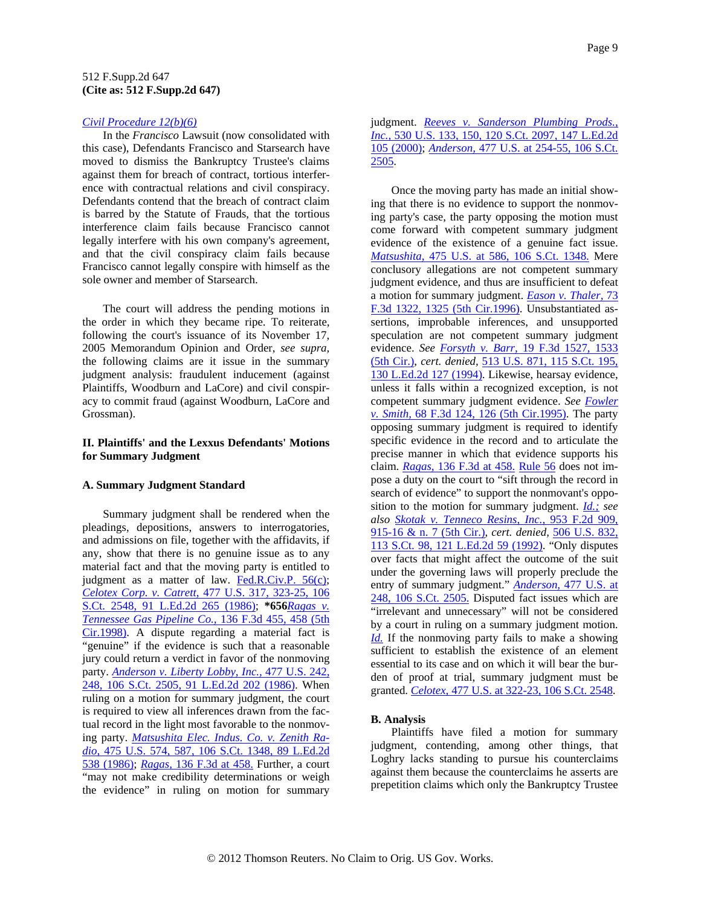*Civil Procedure 12(b)(6)*

In the *Francisco* Lawsuit (now consolidated with this case), Defendants Francisco and Starsearch have moved to dismiss the Bankruptcy Trustee's claims against them for breach of contract, tortious interference with contractual relations and civil conspiracy. Defendants contend that the breach of contract claim is barred by the Statute of Frauds, that the tortious interference claim fails because Francisco cannot legally interfere with his own company's agreement, and that the civil conspiracy claim fails because Francisco cannot legally conspire with himself as the sole owner and member of Starsearch.

The court will address the pending motions in the order in which they became ripe. To reiterate, following the court's issuance of its November 17, 2005 Memorandum Opinion and Order, *see supra,* the following claims are it issue in the summary judgment analysis: fraudulent inducement (against Plaintiffs, Woodburn and LaCore) and civil conspiracy to commit fraud (against Woodburn, LaCore and Grossman).

## II. Plaintiffs' and the Lexxus Defendants' Motions for Summary Judgment

### A. Summary Judgment Standard

Summary judgment shall be rendered when the pleadings, depositions, answers to interrogatories, and admissions on file, together with the affidavits, if any, show that there is no genuine issue as to any material fact and that the moving party is entitled to judgment as a matter of law. Fed.R.Civ.P. 56(c); *Celotex Corp. v. Catrett,* 477 U.S. 317, 323-25, 106 S.Ct. 2548, 91 L.Ed.2d 265 (1986); **\*656***Ragas v. Tennessee Gas Pipeline Co.,* 136 F.3d 455, 458 (5th Cir.1998). A dispute regarding a material fact is "genuine" if the evidence is such that a reasonable jury could return a verdict in favor of the nonmoving party. *Anderson v. Liberty Lobby, Inc.,* 477 U.S. 242, 248, 106 S.Ct. 2505, 91 L.Ed.2d 202 (1986). When ruling on a motion for summary judgment, the court is required to view all inferences drawn from the factual record in the light most favorable to the nonmoving party. *Matsushita Elec. Indus. Co. v. Zenith Radio,* 475 U.S. 574, 587, 106 S.Ct. 1348, 89 L.Ed.2d 538 (1986); *Ragas,* 136 F.3d at 458. Further, a court "may not make credibility determinations or weigh the evidence" in ruling on motion for summary judgment. *Reeves v. Sanderson Plumbing Prods., Inc.,* 530 U.S. 133, 150, 120 S.Ct. 2097, 147 L.Ed.2d 105 (2000); *Anderson,* 477 U.S. at 254-55, 106 S.Ct. 2505.

Once the moving party has made an initial showing that there is no evidence to support the nonmoving party's case, the party opposing the motion must come forward with competent summary judgment evidence of the existence of a genuine fact issue. *Matsushita,* 475 U.S. at 586, 106 S.Ct. 1348. Mere conclusory allegations are not competent summary judgment evidence, and thus are insufficient to defeat a motion for summary judgment. *Eason v. Thaler,* 73 F.3d 1322, 1325 (5th Cir.1996). Unsubstantiated assertions, improbable inferences, and unsupported speculation are not competent summary judgment evidence. *See Forsyth v. Barr,* 19 F.3d 1527, 1533 (5th Cir.), *cert. denied,* 513 U.S. 871, 115 S.Ct. 195, 130 L.Ed.2d 127 (1994). Likewise, hearsay evidence, unless it falls within a recognized exception, is not competent summary judgment evidence. *See Fowler v. Smith,* 68 F.3d 124, 126 (5th Cir.1995). The party opposing summary judgment is required to identify specific evidence in the record and to articulate the precise manner in which that evidence supports his claim. *Ragas,* 136 F.3d at 458. Rule 56 does not impose a duty on the court to "sift through the record in search of evidence" to support the nonmovant's opposition to the motion for summary judgment. *Id.; see also Skotak v. Tenneco Resins, Inc.,* 953 F.2d 909, 915-16 & n. 7 (5th Cir.), *cert. denied,* 506 U.S. 832, 113 S.Ct. 98, 121 L.Ed.2d 59 (1992). "Only disputes over facts that might affect the outcome of the suit under the governing laws will properly preclude the entry of summary judgment." *Anderson,* 477 U.S. at 248, 106 S.Ct. 2505. Disputed fact issues which are "irrelevant and unnecessary" will not be considered by a court in ruling on a summary judgment motion. *Id.* If the nonmoving party fails to make a showing sufficient to establish the existence of an element essential to its case and on which it will bear the burden of proof at trial, summary judgment must be granted. *Celotex,* 477 U.S. at 322-23, 106 S.Ct. 2548.

### B. Analysis

Plaintiffs have filed a motion for summary judgment, contending, among other things, that Loghry lacks standing to pursue his counterclaims against them because the counterclaims he asserts are prepetition claims which only the Bankruptcy Trustee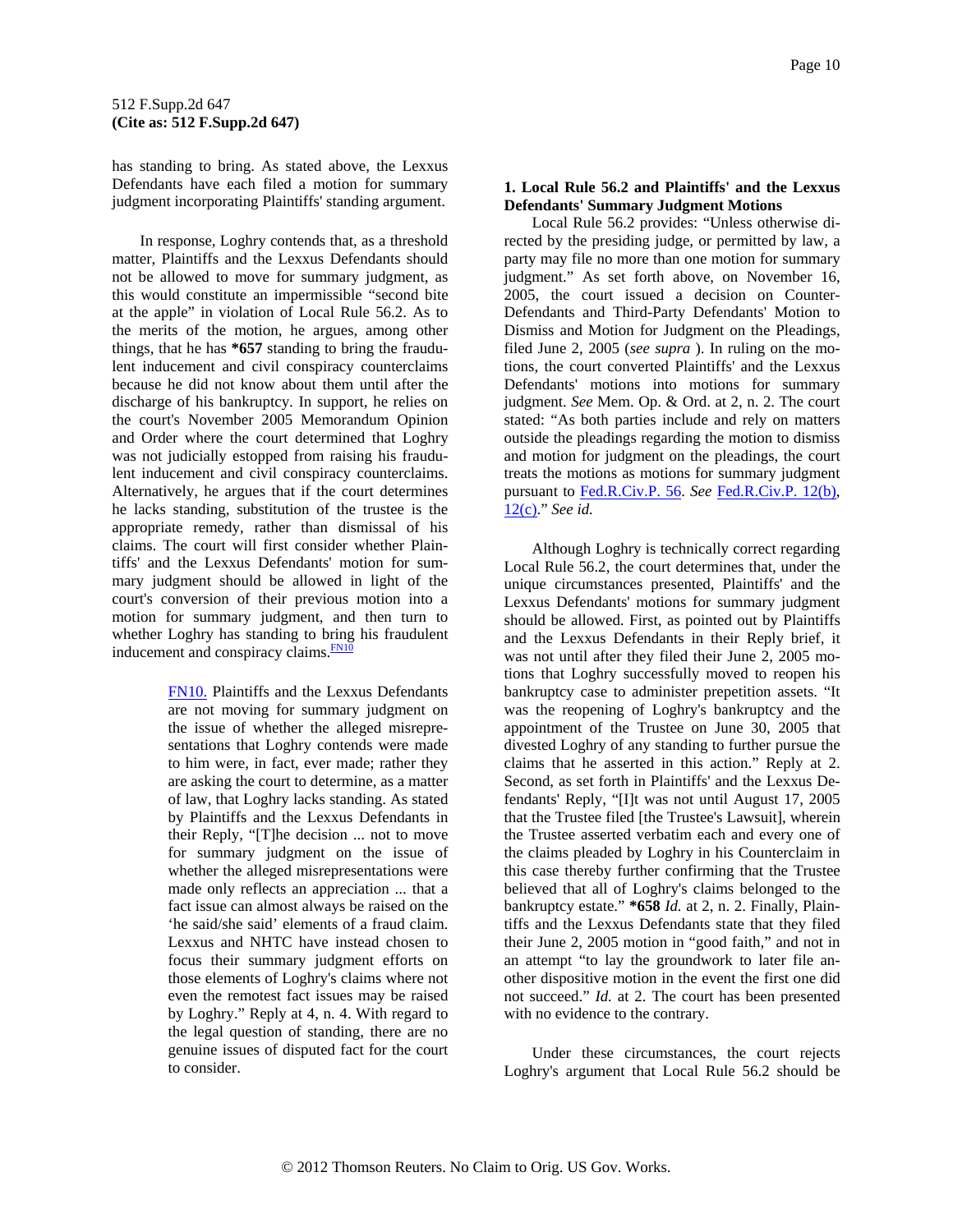has standing to bring. As stated above, the Lexxus Defendants have each filed a motion for summary judgment incorporating Plaintiffs' standing argument.

In response, Loghry contends that, as a threshold matter, Plaintiffs and the Lexxus Defendants should not be allowed to move for summary judgment, as this would constitute an impermissible "second bite at the apple" in violation of Local Rule 56.2. As to the merits of the motion, he argues, among other things, that he has **\*657** standing to bring the fraudulent inducement and civil conspiracy counterclaims because he did not know about them until after the discharge of his bankruptcy. In support, he relies on the court's November 2005 Memorandum Opinion and Order where the court determined that Loghry was not judicially estopped from raising his fraudulent inducement and civil conspiracy counterclaims. Alternatively, he argues that if the court determines he lacks standing, substitution of the trustee is the appropriate remedy, rather than dismissal of his claims. The court will first consider whether Plaintiffs' and the Lexxus Defendants' motion for summary judgment should be allowed in light of the court's conversion of their previous motion into a motion for summary judgment, and then turn to whether Loghry has standing to bring his fraudulent inducement and conspiracy claims.[FN10]

> FN10. Plaintiffs and the Lexxus Defendants are not moving for summary judgment on the issue of whether the alleged misrepresentations that Loghry contends were made to him were, in fact, ever made; rather they are asking the court to determine, as a matter of law, that Loghry lacks standing. As stated by Plaintiffs and the Lexxus Defendants in their Reply, "[T]he decision ... not to move for summary judgment on the issue of whether the alleged misrepresentations were made only reflects an appreciation ... that a fact issue can almost always be raised on the 'he said/she said' elements of a fraud claim. Lexxus and NHTC have instead chosen to focus their summary judgment efforts on those elements of Loghry's claims where not even the remotest fact issues may be raised by Loghry." Reply at 4, n. 4. With regard to the legal question of standing, there are no genuine issues of disputed fact for the court to consider.

**1. Local Rule 56.2 and Plaintiffs' and the Lexxus Defendants' Summary Judgment Motions**

Local Rule 56.2 provides: "Unless otherwise directed by the presiding judge, or permitted by law, a party may file no more than one motion for summary judgment." As set forth above, on November 16, 2005, the court issued a decision on Counter-Defendants and Third-Party Defendants' Motion to Dismiss and Motion for Judgment on the Pleadings, filed June 2, 2005 (*see supra* ). In ruling on the motions, the court converted Plaintiffs' and the Lexxus Defendants' motions into motions for summary judgment. *See* Mem. Op. & Ord. at 2, n. 2. The court stated: "As both parties include and rely on matters outside the pleadings regarding the motion to dismiss and motion for judgment on the pleadings, the court treats the motions as motions for summary judgment pursuant to Fed.R.Civ.P. 56. *See* Fed.R.Civ.P. 12(b), 12(c)." *See id.*

Although Loghry is technically correct regarding Local Rule 56.2, the court determines that, under the unique circumstances presented, Plaintiffs' and the Lexxus Defendants' motions for summary judgment should be allowed. First, as pointed out by Plaintiffs and the Lexxus Defendants in their Reply brief, it was not until after they filed their June 2, 2005 motions that Loghry successfully moved to reopen his bankruptcy case to administer prepetition assets. "It was the reopening of Loghry's bankruptcy and the appointment of the Trustee on June 30, 2005 that divested Loghry of any standing to further pursue the claims that he asserted in this action." Reply at 2. Second, as set forth in Plaintiffs' and the Lexxus Defendants' Reply, "[I]t was not until August 17, 2005 that the Trustee filed [the Trustee's Lawsuit], wherein the Trustee asserted verbatim each and every one of the claims pleaded by Loghry in his Counterclaim in this case thereby further confirming that the Trustee believed that all of Loghry's claims belonged to the bankruptcy estate." **\*658** *Id.* at 2, n. 2. Finally, Plaintiffs and the Lexxus Defendants state that they filed their June 2, 2005 motion in "good faith," and not in an attempt "to lay the groundwork to later file another dispositive motion in the event the first one did not succeed." *Id.* at 2. The court has been presented with no evidence to the contrary.

Under these circumstances, the court rejects Loghry's argument that Local Rule 56.2 should be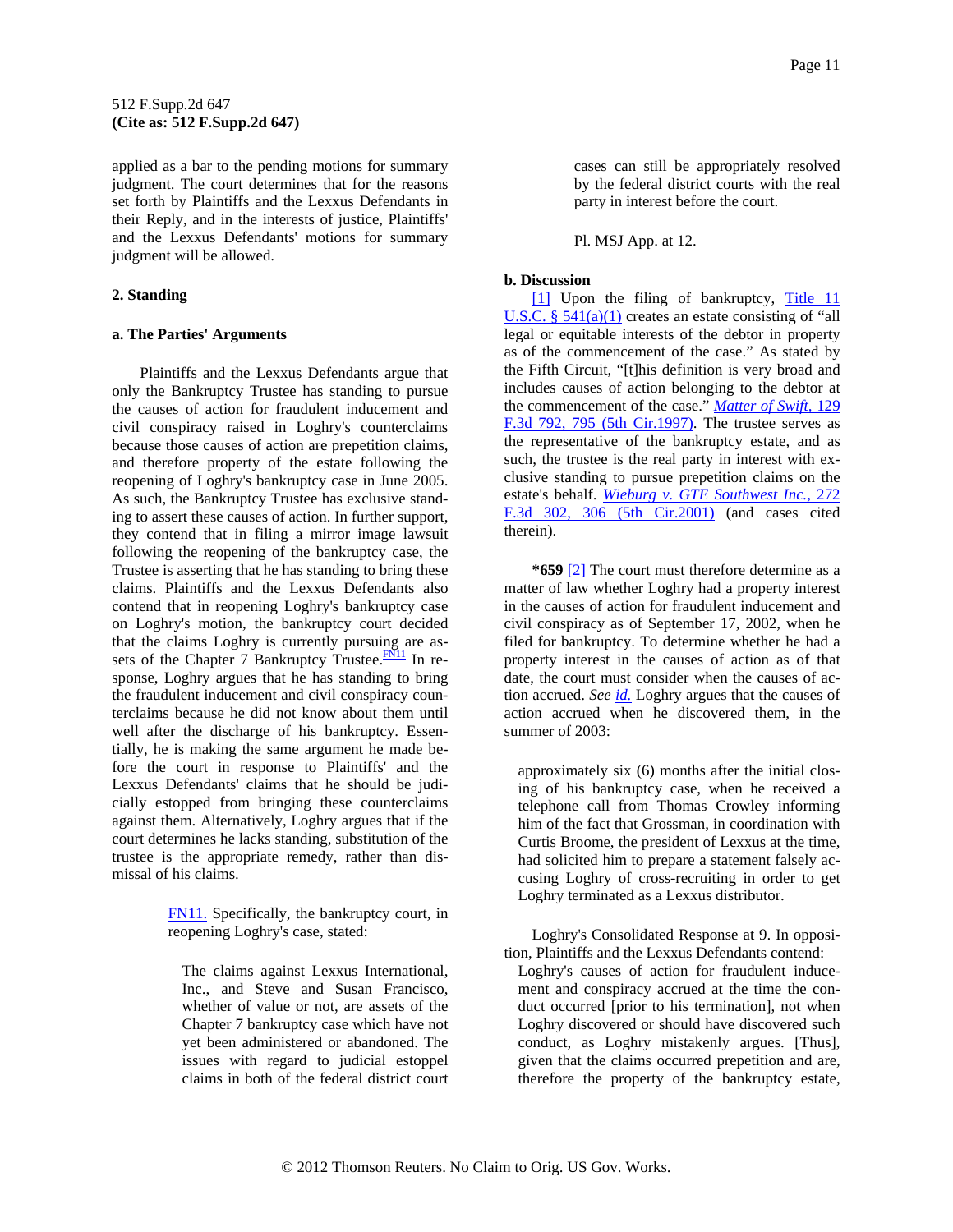applied as a bar to the pending motions for summary judgment. The court determines that for the reasons set forth by Plaintiffs and the Lexxus Defendants in their Reply, and in the interests of justice, Plaintiffs' and the Lexxus Defendants' motions for summary judgment will be allowed.

### 2. Standing

#### a. The Parties' Arguments

Plaintiffs and the Lexxus Defendants argue that only the Bankruptcy Trustee has standing to pursue the causes of action for fraudulent inducement and civil conspiracy raised in Loghry's counterclaims because those causes of action are prepetition claims, and therefore property of the estate following the reopening of Loghry's bankruptcy case in June 2005. As such, the Bankruptcy Trustee has exclusive standing to assert these causes of action. In further support, they contend that in filing a mirror image lawsuit following the reopening of the bankruptcy case, the Trustee is asserting that he has standing to bring these claims. Plaintiffs and the Lexxus Defendants also contend that in reopening Loghry's bankruptcy case on Loghry's motion, the bankruptcy court decided that the claims Loghry is currently pursuing are assets of the Chapter 7 Bankruptcy Trustee.[FN11] In response, Loghry argues that he has standing to bring the fraudulent inducement and civil conspiracy counterclaims because he did not know about them until well after the discharge of his bankruptcy. Essentially, he is making the same argument he made before the court in response to Plaintiffs' and the Lexxus Defendants' claims that he should be judicially estopped from bringing these counterclaims against them. Alternatively, Loghry argues that if the court determines he lacks standing, substitution of the trustee is the appropriate remedy, rather than dismissal of his claims.

> FN11. Specifically, the bankruptcy court, in reopening Loghry's case, stated:
>
> > The claims against Lexxus International, Inc., and Steve and Susan Francisco, whether of value or not, are assets of the Chapter 7 bankruptcy case which have not yet been administered or abandoned. The issues with regard to judicial estoppel claims in both of the federal district court cases can still be appropriately resolved by the federal district courts with the real party in interest before the court.
>
> Pl. MSJ App. at 12.

#### b. Discussion

[1] Upon the filing of bankruptcy, Title 11 U.S.C. § 541(a)(1) creates an estate consisting of "all legal or equitable interests of the debtor in property as of the commencement of the case." As stated by the Fifth Circuit, "[t]his definition is very broad and includes causes of action belonging to the debtor at the commencement of the case." *Matter of Swift,* 129 F.3d 792, 795 (5th Cir.1997). The trustee serves as the representative of the bankruptcy estate, and as such, the trustee is the real party in interest with exclusive standing to pursue prepetition claims on the estate's behalf. *Wieburg v. GTE Southwest Inc.,* 272 F.3d 302, 306 (5th Cir.2001) (and cases cited therein).

**\*659** [2] The court must therefore determine as a matter of law whether Loghry had a property interest in the causes of action for fraudulent inducement and civil conspiracy as of September 17, 2002, when he filed for bankruptcy. To determine whether he had a property interest in the causes of action as of that date, the court must consider when the causes of action accrued. *See id.* Loghry argues that the causes of action accrued when he discovered them, in the summer of 2003:

> approximately six (6) months after the initial closing of his bankruptcy case, when he received a telephone call from Thomas Crowley informing him of the fact that Grossman, in coordination with Curtis Broome, the president of Lexxus at the time, had solicited him to prepare a statement falsely accusing Loghry of cross-recruiting in order to get Loghry terminated as a Lexxus distributor.

Loghry's Consolidated Response at 9. In opposition, Plaintiffs and the Lexxus Defendants contend:

> Loghry's causes of action for fraudulent inducement and conspiracy accrued at the time the conduct occurred [prior to his termination], not when Loghry discovered or should have discovered such conduct, as Loghry mistakenly argues. [Thus], given that the claims occurred prepetition and are, therefore the property of the bankruptcy estate,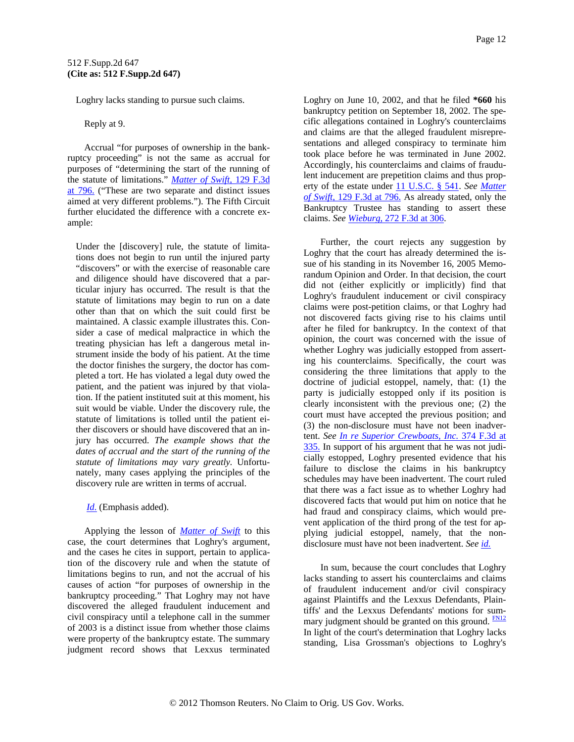Loghry lacks standing to pursue such claims.

Reply at 9.

Accrual "for purposes of ownership in the bankruptcy proceeding" is not the same as accrual for purposes of "determining the start of the running of the statute of limitations." *Matter of Swift*, 129 F.3d at 796. ("These are two separate and distinct issues aimed at very different problems."). The Fifth Circuit further elucidated the difference with a concrete example:

> Under the [discovery] rule, the statute of limitations does not begin to run until the injured party "discovers" or with the exercise of reasonable care and diligence should have discovered that a particular injury has occurred. The result is that the statute of limitations may begin to run on a date other than that on which the suit could first be maintained. A classic example illustrates this. Consider a case of medical malpractice in which the treating physician has left a dangerous metal instrument inside the body of his patient. At the time the doctor finishes the surgery, the doctor has completed a tort. He has violated a legal duty owed the patient, and the patient was injured by that violation. If the patient instituted suit at this moment, his suit would be viable. Under the discovery rule, the statute of limitations is tolled until the patient either discovers or should have discovered that an injury has occurred. *The example shows that the dates of accrual and the start of the running of the statute of limitations may vary greatly.* Unfortunately, many cases applying the principles of the discovery rule are written in terms of accrual.

*Id.* (Emphasis added).

Applying the lesson of *Matter of Swift* to this case, the court determines that Loghry's argument, and the cases he cites in support, pertain to application of the discovery rule and when the statute of limitations begins to run, and not the accrual of his causes of action "for purposes of ownership in the bankruptcy proceeding." That Loghry may not have discovered the alleged fraudulent inducement and civil conspiracy until a telephone call in the summer of 2003 is a distinct issue from whether those claims were property of the bankruptcy estate. The summary judgment record shows that Lexxus terminated Loghry on June 10, 2002, and that he filed **\*660** his bankruptcy petition on September 18, 2002. The specific allegations contained in Loghry's counterclaims and claims are that the alleged fraudulent misrepresentations and alleged conspiracy to terminate him took place before he was terminated in June 2002. Accordingly, his counterclaims and claims of fraudulent inducement are prepetition claims and thus property of the estate under 11 U.S.C. § 541. *See Matter of Swift*, 129 F.3d at 796. As already stated, only the Bankruptcy Trustee has standing to assert these claims. *See Wieburg*, 272 F.3d at 306.

Further, the court rejects any suggestion by Loghry that the court has already determined the issue of his standing in its November 16, 2005 Memorandum Opinion and Order. In that decision, the court did not (either explicitly or implicitly) find that Loghry's fraudulent inducement or civil conspiracy claims were post-petition claims, or that Loghry had not discovered facts giving rise to his claims until after he filed for bankruptcy. In the context of that opinion, the court was concerned with the issue of whether Loghry was judicially estopped from asserting his counterclaims. Specifically, the court was considering the three limitations that apply to the doctrine of judicial estoppel, namely, that: (1) the party is judicially estopped only if its position is clearly inconsistent with the previous one; (2) the court must have accepted the previous position; and (3) the non-disclosure must have not been inadvertent. *See In re Superior Crewboats, Inc.* 374 F.3d at 335. In support of his argument that he was not judicially estopped, Loghry presented evidence that his failure to disclose the claims in his bankruptcy schedules may have been inadvertent. The court ruled that there was a fact issue as to whether Loghry had discovered facts that would put him on notice that he had fraud and conspiracy claims, which would prevent application of the third prong of the test for applying judicial estoppel, namely, that the non-disclosure must have not been inadvertent. *See id.*

In sum, because the court concludes that Loghry lacks standing to assert his counterclaims and claims of fraudulent inducement and/or civil conspiracy against Plaintiffs and the Lexxus Defendants, Plaintiffs' and the Lexxus Defendants' motions for summary judgment should be granted on this ground. [FN12] In light of the court's determination that Loghry lacks standing, Lisa Grossman's objections to Loghry's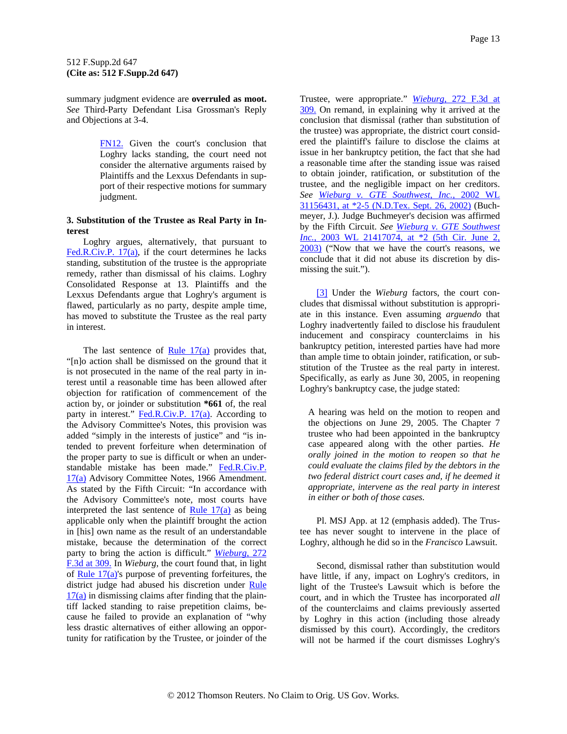summary judgment evidence are **overruled as moot.** *See* Third-Party Defendant Lisa Grossman's Reply and Objections at 3-4.

> FN12. Given the court's conclusion that Loghry lacks standing, the court need not consider the alternative arguments raised by Plaintiffs and the Lexxus Defendants in support of their respective motions for summary judgment.

**3. Substitution of the Trustee as Real Party in Interest**

Loghry argues, alternatively, that pursuant to Fed.R.Civ.P. 17(a), if the court determines he lacks standing, substitution of the trustee is the appropriate remedy, rather than dismissal of his claims. Loghry Consolidated Response at 13. Plaintiffs and the Lexxus Defendants argue that Loghry's argument is flawed, particularly as no party, despite ample time, has moved to substitute the Trustee as the real party in interest.

The last sentence of Rule 17(a) provides that, "[n]o action shall be dismissed on the ground that it is not prosecuted in the name of the real party in interest until a reasonable time has been allowed after objection for ratification of commencement of the action by, or joinder or substitution **\*661** of, the real party in interest." Fed.R.Civ.P. 17(a). According to the Advisory Committee's Notes, this provision was added "simply in the interests of justice" and "is intended to prevent forfeiture when determination of the proper party to sue is difficult or when an understandable mistake has been made." Fed.R.Civ.P. 17(a) Advisory Committee Notes, 1966 Amendment. As stated by the Fifth Circuit: "In accordance with the Advisory Committee's note, most courts have interpreted the last sentence of Rule 17(a) as being applicable only when the plaintiff brought the action in [his] own name as the result of an understandable mistake, because the determination of the correct party to bring the action is difficult." *Wieburg*, 272 F.3d at 309. In *Wieburg*, the court found that, in light of Rule 17(a)'s purpose of preventing forfeitures, the district judge had abused his discretion under Rule 17(a) in dismissing claims after finding that the plaintiff lacked standing to raise prepetition claims, because he failed to provide an explanation of "why less drastic alternatives of either allowing an opportunity for ratification by the Trustee, or joinder of the Trustee, were appropriate." *Wieburg*, 272 F.3d at 309. On remand, in explaining why it arrived at the conclusion that dismissal (rather than substitution of the trustee) was appropriate, the district court considered the plaintiff's failure to disclose the claims at issue in her bankruptcy petition, the fact that she had a reasonable time after the standing issue was raised to obtain joinder, ratification, or substitution of the trustee, and the negligible impact on her creditors. *See* *Wieburg v. GTE Southwest, Inc.*, 2002 WL 31156431, at \*2-5 (N.D.Tex. Sept. 26, 2002) (Buchmeyer, J.). Judge Buchmeyer's decision was affirmed by the Fifth Circuit. *See* *Wieburg v. GTE Southwest Inc.*, 2003 WL 21417074, at \*2 (5th Cir. June 2, 2003) ("Now that we have the court's reasons, we conclude that it did not abuse its discretion by dismissing the suit.").

[3] Under the *Wieburg* factors, the court concludes that dismissal without substitution is appropriate in this instance. Even assuming *arguendo* that Loghry inadvertently failed to disclose his fraudulent inducement and conspiracy counterclaims in his bankruptcy petition, interested parties have had more than ample time to obtain joinder, ratification, or substitution of the Trustee as the real party in interest. Specifically, as early as June 30, 2005, in reopening Loghry's bankruptcy case, the judge stated:

> A hearing was held on the motion to reopen and the objections on June 29, 2005. The Chapter 7 trustee who had been appointed in the bankruptcy case appeared along with the other parties. *He orally joined in the motion to reopen so that he could evaluate the claims filed by the debtors in the two federal district court cases and, if he deemed it appropriate, intervene as the real party in interest in either or both of those cases.*

Pl. MSJ App. at 12 (emphasis added). The Trustee has never sought to intervene in the place of Loghry, although he did so in the *Francisco* Lawsuit.

Second, dismissal rather than substitution would have little, if any, impact on Loghry's creditors, in light of the Trustee's Lawsuit which is before the court, and in which the Trustee has incorporated *all* of the counterclaims and claims previously asserted by Loghry in this action (including those already dismissed by this court). Accordingly, the creditors will not be harmed if the court dismisses Loghry's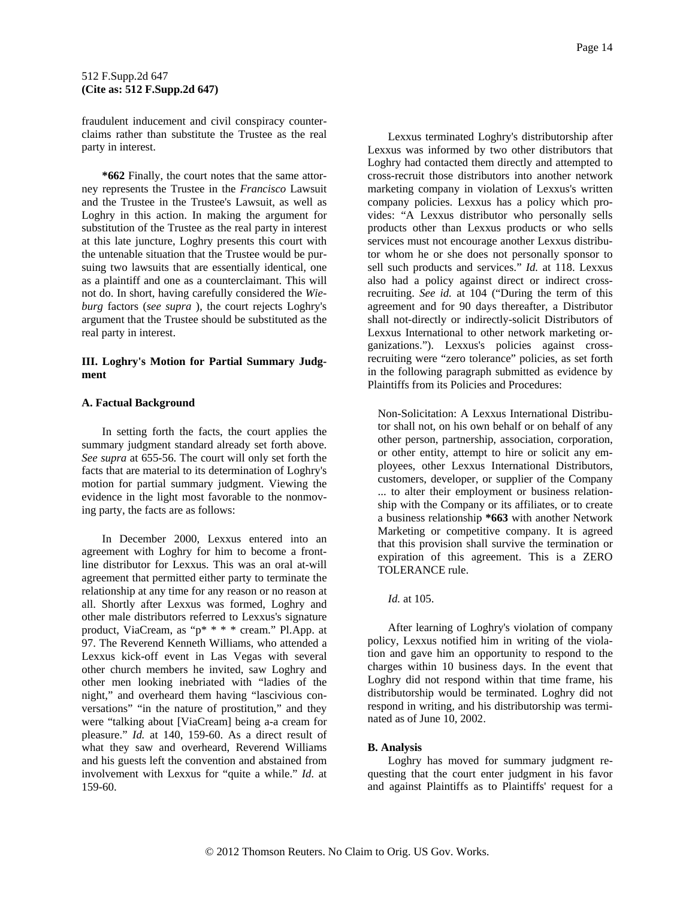fraudulent inducement and civil conspiracy counterclaims rather than substitute the Trustee as the real party in interest.

**\*662** Finally, the court notes that the same attorney represents the Trustee in the *Francisco* Lawsuit and the Trustee in the Trustee's Lawsuit, as well as Loghry in this action. In making the argument for substitution of the Trustee as the real party in interest at this late juncture, Loghry presents this court with the untenable situation that the Trustee would be pursuing two lawsuits that are essentially identical, one as a plaintiff and one as a counterclaimant. This will not do. In short, having carefully considered the *Wieburg* factors (*see supra* ), the court rejects Loghry's argument that the Trustee should be substituted as the real party in interest.

### III. Loghry's Motion for Partial Summary Judgment

#### A. Factual Background

In setting forth the facts, the court applies the summary judgment standard already set forth above. *See supra* at 655-56. The court will only set forth the facts that are material to its determination of Loghry's motion for partial summary judgment. Viewing the evidence in the light most favorable to the nonmoving party, the facts are as follows:

In December 2000, Lexxus entered into an agreement with Loghry for him to become a frontline distributor for Lexxus. This was an oral at-will agreement that permitted either party to terminate the relationship at any time for any reason or no reason at all. Shortly after Lexxus was formed, Loghry and other male distributors referred to Lexxus's signature product, ViaCream, as "p* * * * cream." Pl.App. at 97. The Reverend Kenneth Williams, who attended a Lexxus kick-off event in Las Vegas with several other church members he invited, saw Loghry and other men looking inebriated with "ladies of the night," and overheard them having "lascivious conversations" "in the nature of prostitution," and they were "talking about [ViaCream] being a-a cream for pleasure." *Id.* at 140, 159-60. As a direct result of what they saw and overheard, Reverend Williams and his guests left the convention and abstained from involvement with Lexxus for "quite a while." *Id.* at 159-60.

Lexxus terminated Loghry's distributorship after Lexxus was informed by two other distributors that Loghry had contacted them directly and attempted to cross-recruit those distributors into another network marketing company in violation of Lexxus's written company policies. Lexxus has a policy which provides: "A Lexxus distributor who personally sells products other than Lexxus products or who sells services must not encourage another Lexxus distributor whom he or she does not personally sponsor to sell such products and services." *Id.* at 118. Lexxus also had a policy against direct or indirect cross-recruiting. *See id.* at 104 ("During the term of this agreement and for 90 days thereafter, a Distributor shall not-directly or indirectly-solicit Distributors of Lexxus International to other network marketing organizations."). Lexxus's policies against cross-recruiting were "zero tolerance" policies, as set forth in the following paragraph submitted as evidence by Plaintiffs from its Policies and Procedures:

> Non-Solicitation: A Lexxus International Distributor shall not, on his own behalf or on behalf of any other person, partnership, association, corporation, or other entity, attempt to hire or solicit any employees, other Lexxus International Distributors, customers, developer, or supplier of the Company ... to alter their employment or business relationship with the Company or its affiliates, or to create a business relationship **\*663** with another Network Marketing or competitive company. It is agreed that this provision shall survive the termination or expiration of this agreement. This is a ZERO TOLERANCE rule.
>
> *Id.* at 105.

After learning of Loghry's violation of company policy, Lexxus notified him in writing of the violation and gave him an opportunity to respond to the charges within 10 business days. In the event that Loghry did not respond within that time frame, his distributorship would be terminated. Loghry did not respond in writing, and his distributorship was terminated as of June 10, 2002.

#### B. Analysis

Loghry has moved for summary judgment requesting that the court enter judgment in his favor and against Plaintiffs as to Plaintiffs' request for a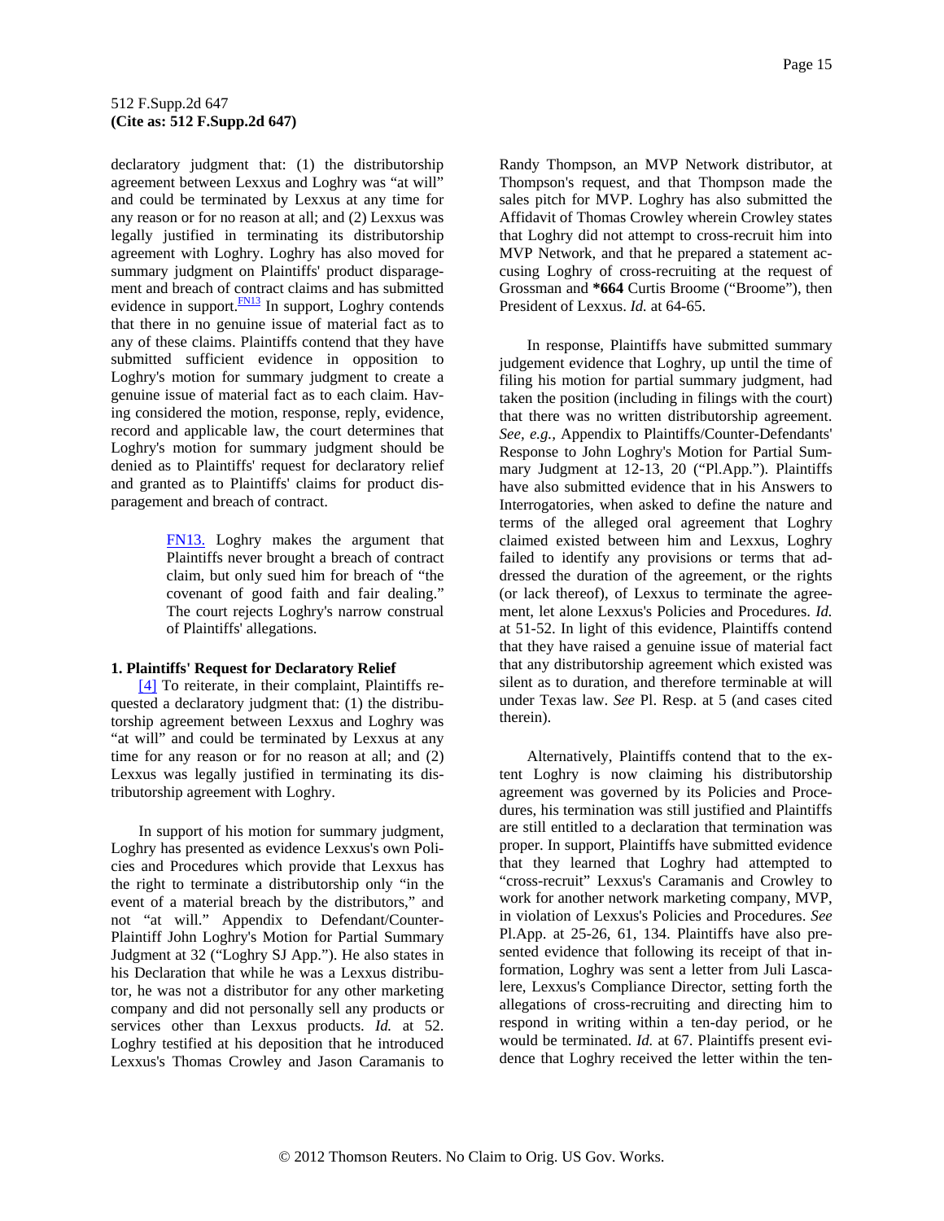declaratory judgment that: (1) the distributorship agreement between Lexxus and Loghry was "at will" and could be terminated by Lexxus at any time for any reason or for no reason at all; and (2) Lexxus was legally justified in terminating its distributorship agreement with Loghry. Loghry has also moved for summary judgment on Plaintiffs' product disparagement and breach of contract claims and has submitted evidence in support.[FN13] In support, Loghry contends that there in no genuine issue of material fact as to any of these claims. Plaintiffs contend that they have submitted sufficient evidence in opposition to Loghry's motion for summary judgment to create a genuine issue of material fact as to each claim. Having considered the motion, response, reply, evidence, record and applicable law, the court determines that Loghry's motion for summary judgment should be denied as to Plaintiffs' request for declaratory relief and granted as to Plaintiffs' claims for product disparagement and breach of contract.

> FN13. Loghry makes the argument that Plaintiffs never brought a breach of contract claim, but only sued him for breach of "the covenant of good faith and fair dealing." The court rejects Loghry's narrow construal of Plaintiffs' allegations.

**1. Plaintiffs' Request for Declaratory Relief**

[4] To reiterate, in their complaint, Plaintiffs requested a declaratory judgment that: (1) the distributorship agreement between Lexxus and Loghry was "at will" and could be terminated by Lexxus at any time for any reason or for no reason at all; and (2) Lexxus was legally justified in terminating its distributorship agreement with Loghry.

In support of his motion for summary judgment, Loghry has presented as evidence Lexxus's own Policies and Procedures which provide that Lexxus has the right to terminate a distributorship only "in the event of a material breach by the distributors," and not "at will." Appendix to Defendant/Counter-Plaintiff John Loghry's Motion for Partial Summary Judgment at 32 ("Loghry SJ App."). He also states in his Declaration that while he was a Lexxus distributor, he was not a distributor for any other marketing company and did not personally sell any products or services other than Lexxus products. *Id.* at 52. Loghry testified at his deposition that he introduced Lexxus's Thomas Crowley and Jason Caramanis to Randy Thompson, an MVP Network distributor, at Thompson's request, and that Thompson made the sales pitch for MVP. Loghry has also submitted the Affidavit of Thomas Crowley wherein Crowley states that Loghry did not attempt to cross-recruit him into MVP Network, and that he prepared a statement accusing Loghry of cross-recruiting at the request of Grossman and **\*664** Curtis Broome ("Broome"), then President of Lexxus. *Id.* at 64-65.

In response, Plaintiffs have submitted summary judgement evidence that Loghry, up until the time of filing his motion for partial summary judgment, had taken the position (including in filings with the court) that there was no written distributorship agreement. *See, e.g.,* Appendix to Plaintiffs/Counter-Defendants' Response to John Loghry's Motion for Partial Summary Judgment at 12-13, 20 ("Pl.App."). Plaintiffs have also submitted evidence that in his Answers to Interrogatories, when asked to define the nature and terms of the alleged oral agreement that Loghry claimed existed between him and Lexxus, Loghry failed to identify any provisions or terms that addressed the duration of the agreement, or the rights (or lack thereof), of Lexxus to terminate the agreement, let alone Lexxus's Policies and Procedures. *Id.* at 51-52. In light of this evidence, Plaintiffs contend that they have raised a genuine issue of material fact that any distributorship agreement which existed was silent as to duration, and therefore terminable at will under Texas law. *See* Pl. Resp. at 5 (and cases cited therein).

Alternatively, Plaintiffs contend that to the extent Loghry is now claiming his distributorship agreement was governed by its Policies and Procedures, his termination was still justified and Plaintiffs are still entitled to a declaration that termination was proper. In support, Plaintiffs have submitted evidence that they learned that Loghry had attempted to "cross-recruit" Lexxus's Caramanis and Crowley to work for another network marketing company, MVP, in violation of Lexxus's Policies and Procedures. *See* Pl.App. at 25-26, 61, 134. Plaintiffs have also presented evidence that following its receipt of that information, Loghry was sent a letter from Juli Lascalere, Lexxus's Compliance Director, setting forth the allegations of cross-recruiting and directing him to respond in writing within a ten-day period, or he would be terminated. *Id.* at 67. Plaintiffs present evidence that Loghry received the letter within the ten-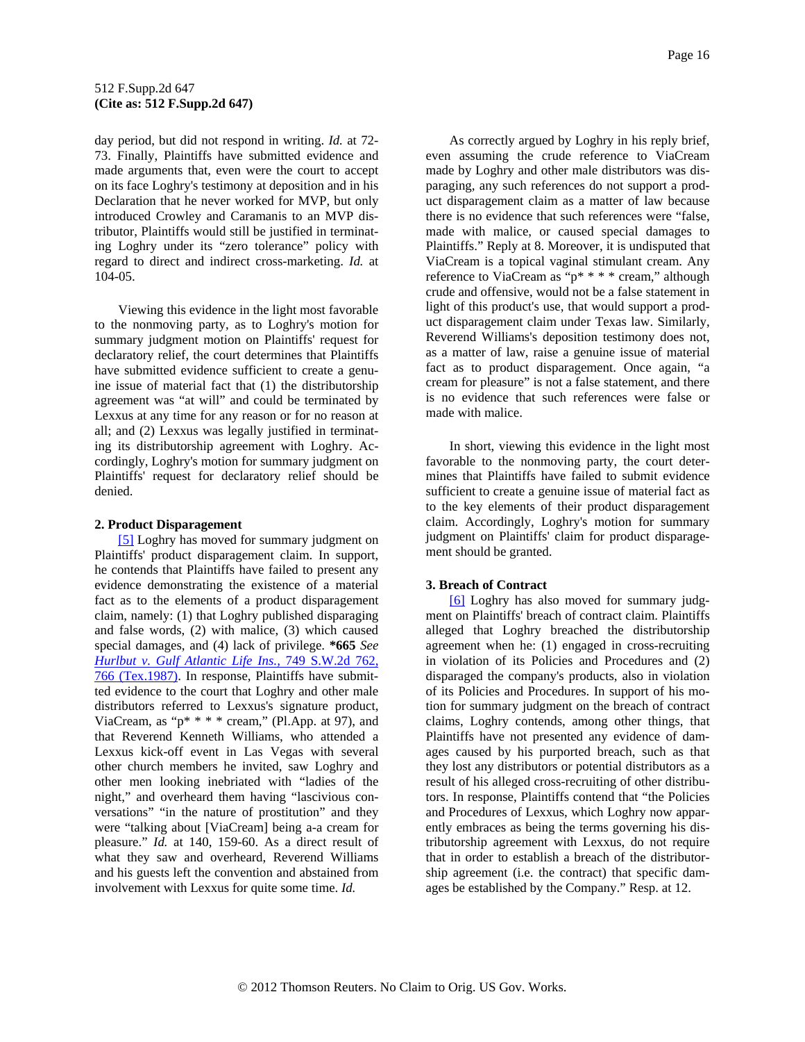day period, but did not respond in writing. *Id.* at 72-73. Finally, Plaintiffs have submitted evidence and made arguments that, even were the court to accept on its face Loghry's testimony at deposition and in his Declaration that he never worked for MVP, but only introduced Crowley and Caramanis to an MVP distributor, Plaintiffs would still be justified in terminating Loghry under its "zero tolerance" policy with regard to direct and indirect cross-marketing. *Id.* at 104-05.

Viewing this evidence in the light most favorable to the nonmoving party, as to Loghry's motion for summary judgment motion on Plaintiffs' request for declaratory relief, the court determines that Plaintiffs have submitted evidence sufficient to create a genuine issue of material fact that (1) the distributorship agreement was "at will" and could be terminated by Lexxus at any time for any reason or for no reason at all; and (2) Lexxus was legally justified in terminating its distributorship agreement with Loghry. Accordingly, Loghry's motion for summary judgment on Plaintiffs' request for declaratory relief should be denied.

**2. Product Disparagement**

[5] Loghry has moved for summary judgment on Plaintiffs' product disparagement claim. In support, he contends that Plaintiffs have failed to present any evidence demonstrating the existence of a material fact as to the elements of a product disparagement claim, namely: (1) that Loghry published disparaging and false words, (2) with malice, (3) which caused special damages, and (4) lack of privilege. **\*665** *See Hurlbut v. Gulf Atlantic Life Ins.,* 749 S.W.2d 762, 766 (Tex.1987). In response, Plaintiffs have submitted evidence to the court that Loghry and other male distributors referred to Lexxus's signature product, ViaCream, as "p* * * * cream," (Pl.App. at 97), and that Reverend Kenneth Williams, who attended a Lexxus kick-off event in Las Vegas with several other church members he invited, saw Loghry and other men looking inebriated with "ladies of the night," and overheard them having "lascivious conversations" "in the nature of prostitution" and they were "talking about [ViaCream] being a-a cream for pleasure." *Id.* at 140, 159-60. As a direct result of what they saw and overheard, Reverend Williams and his guests left the convention and abstained from involvement with Lexxus for quite some time. *Id.*

As correctly argued by Loghry in his reply brief, even assuming the crude reference to ViaCream made by Loghry and other male distributors was disparaging, any such references do not support a product disparagement claim as a matter of law because there is no evidence that such references were "false, made with malice, or caused special damages to Plaintiffs." Reply at 8. Moreover, it is undisputed that ViaCream is a topical vaginal stimulant cream. Any reference to ViaCream as "p* * * * cream," although crude and offensive, would not be a false statement in light of this product's use, that would support a product disparagement claim under Texas law. Similarly, Reverend Williams's deposition testimony does not, as a matter of law, raise a genuine issue of material fact as to product disparagement. Once again, "a cream for pleasure" is not a false statement, and there is no evidence that such references were false or made with malice.

In short, viewing this evidence in the light most favorable to the nonmoving party, the court determines that Plaintiffs have failed to submit evidence sufficient to create a genuine issue of material fact as to the key elements of their product disparagement claim. Accordingly, Loghry's motion for summary judgment on Plaintiffs' claim for product disparagement should be granted.

**3. Breach of Contract**

[6] Loghry has also moved for summary judgment on Plaintiffs' breach of contract claim. Plaintiffs alleged that Loghry breached the distributorship agreement when he: (1) engaged in cross-recruiting in violation of its Policies and Procedures and (2) disparaged the company's products, also in violation of its Policies and Procedures. In support of his motion for summary judgment on the breach of contract claims, Loghry contends, among other things, that Plaintiffs have not presented any evidence of damages caused by his purported breach, such as that they lost any distributors or potential distributors as a result of his alleged cross-recruiting of other distributors. In response, Plaintiffs contend that "the Policies and Procedures of Lexxus, which Loghry now apparently embraces as being the terms governing his distributorship agreement with Lexxus, do not require that in order to establish a breach of the distributorship agreement (i.e. the contract) that specific damages be established by the Company." Resp. at 12.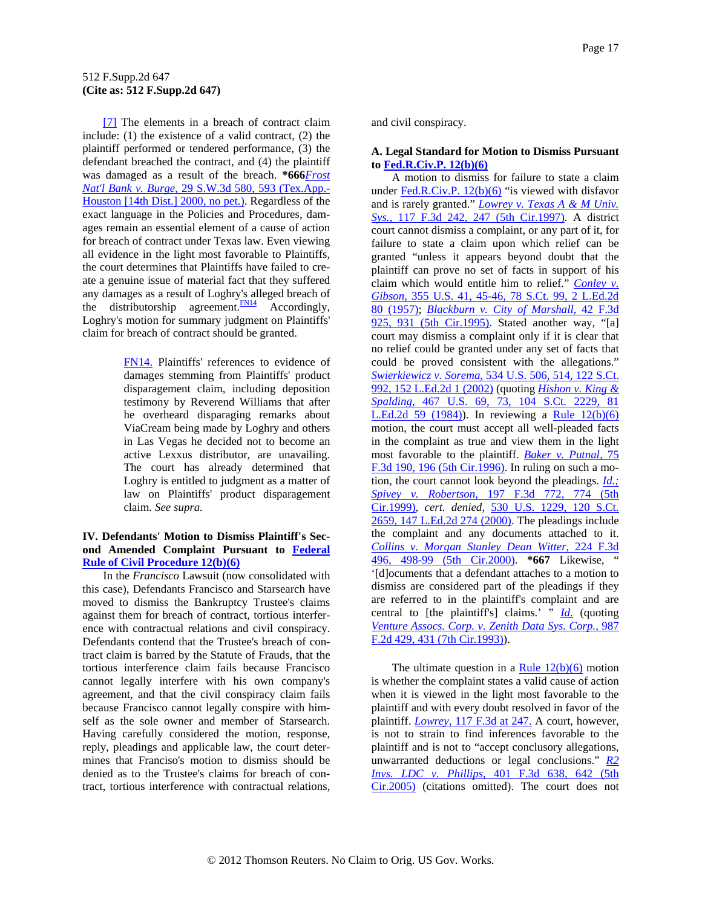[7] The elements in a breach of contract claim include: (1) the existence of a valid contract, (2) the plaintiff performed or tendered performance, (3) the defendant breached the contract, and (4) the plaintiff was damaged as a result of the breach. **\*666***Frost Nat'l Bank v. Burge,* 29 S.W.3d 580, 593 (Tex.App.-Houston [14th Dist.] 2000, no pet.). Regardless of the exact language in the Policies and Procedures, damages remain an essential element of a cause of action for breach of contract under Texas law. Even viewing all evidence in the light most favorable to Plaintiffs, the court determines that Plaintiffs have failed to create a genuine issue of material fact that they suffered any damages as a result of Loghry's alleged breach of the distributorship agreement.[FN14] Accordingly, Loghry's motion for summary judgment on Plaintiffs' claim for breach of contract should be granted.

> FN14. Plaintiffs' references to evidence of damages stemming from Plaintiffs' product disparagement claim, including deposition testimony by Reverend Williams that after he overheard disparaging remarks about ViaCream being made by Loghry and others in Las Vegas he decided not to become an active Lexxus distributor, are unavailing. The court has already determined that Loghry is entitled to judgment as a matter of law on Plaintiffs' product disparagement claim. *See supra.*

## IV. Defendants' Motion to Dismiss Plaintiff's Second Amended Complaint Pursuant to Federal Rule of Civil Procedure 12(b)(6)

In the *Francisco* Lawsuit (now consolidated with this case), Defendants Francisco and Starsearch have moved to dismiss the Bankruptcy Trustee's claims against them for breach of contract, tortious interference with contractual relations and civil conspiracy. Defendants contend that the Trustee's breach of contract claim is barred by the Statute of Frauds, that the tortious interference claim fails because Francisco cannot legally interfere with his own company's agreement, and that the civil conspiracy claim fails because Francisco cannot legally conspire with himself as the sole owner and member of Starsearch. Having carefully considered the motion, response, reply, pleadings and applicable law, the court determines that Franciso's motion to dismiss should be denied as to the Trustee's claims for breach of contract, tortious interference with contractual relations, and civil conspiracy.

### A. Legal Standard for Motion to Dismiss Pursuant to Fed.R.Civ.P. 12(b)(6)

A motion to dismiss for failure to state a claim under Fed.R.Civ.P. 12(b)(6) "is viewed with disfavor and is rarely granted." *Lowrey v. Texas A & M Univ. Sys.,* 117 F.3d 242, 247 (5th Cir.1997). A district court cannot dismiss a complaint, or any part of it, for failure to state a claim upon which relief can be granted "unless it appears beyond doubt that the plaintiff can prove no set of facts in support of his claim which would entitle him to relief." *Conley v. Gibson,* 355 U.S. 41, 45-46, 78 S.Ct. 99, 2 L.Ed.2d 80 (1957); *Blackburn v. City of Marshall,* 42 F.3d 925, 931 (5th Cir.1995). Stated another way, "[a] court may dismiss a complaint only if it is clear that no relief could be granted under any set of facts that could be proved consistent with the allegations." *Swierkiewicz v. Sorema,* 534 U.S. 506, 514, 122 S.Ct. 992, 152 L.Ed.2d 1 (2002) (quoting *Hishon v. King & Spalding,* 467 U.S. 69, 73, 104 S.Ct. 2229, 81 L.Ed.2d 59 (1984)). In reviewing a Rule 12(b)(6) motion, the court must accept all well-pleaded facts in the complaint as true and view them in the light most favorable to the plaintiff. *Baker v. Putnal,* 75 F.3d 190, 196 (5th Cir.1996). In ruling on such a motion, the court cannot look beyond the pleadings. *Id.; Spivey v. Robertson,* 197 F.3d 772, 774 (5th Cir.1999), *cert. denied,* 530 U.S. 1229, 120 S.Ct. 2659, 147 L.Ed.2d 274 (2000). The pleadings include the complaint and any documents attached to it. *Collins v. Morgan Stanley Dean Witter,* 224 F.3d 496, 498-99 (5th Cir.2000). **\*667** Likewise, " '[d]ocuments that a defendant attaches to a motion to dismiss are considered part of the pleadings if they are referred to in the plaintiff's complaint and are central to [the plaintiff's] claims.' " *Id.* (quoting *Venture Assocs. Corp. v. Zenith Data Sys. Corp.,* 987 F.2d 429, 431 (7th Cir.1993)).

The ultimate question in a Rule 12(b)(6) motion is whether the complaint states a valid cause of action when it is viewed in the light most favorable to the plaintiff and with every doubt resolved in favor of the plaintiff. *Lowrey,* 117 F.3d at 247. A court, however, is not to strain to find inferences favorable to the plaintiff and is not to "accept conclusory allegations, unwarranted deductions or legal conclusions." *R2 Invs. LDC v. Phillips,* 401 F.3d 638, 642 (5th Cir.2005) (citations omitted). The court does not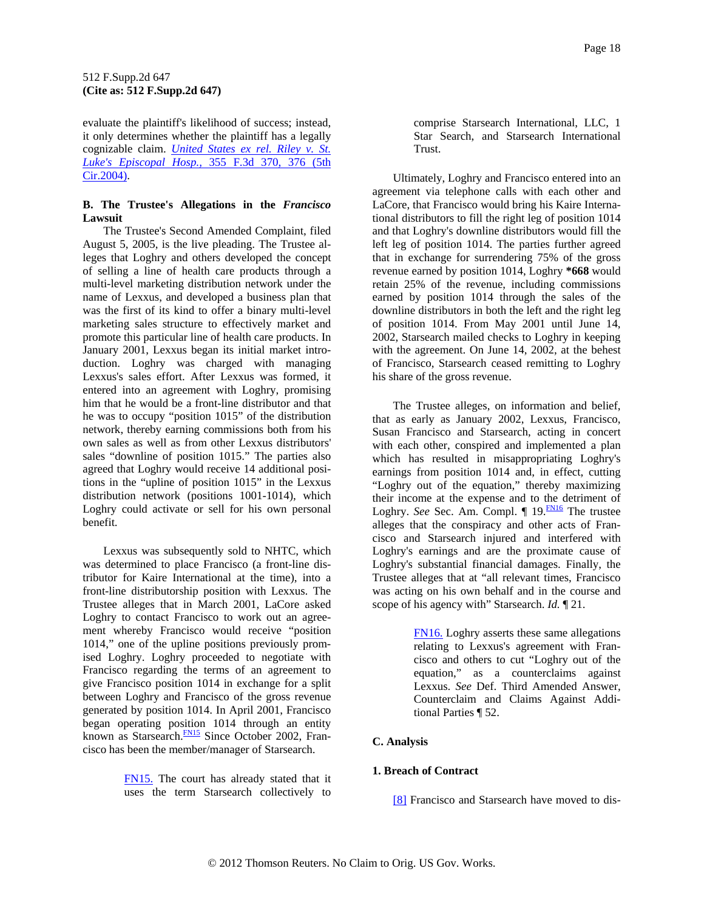evaluate the plaintiff's likelihood of success; instead, it only determines whether the plaintiff has a legally cognizable claim. *United States ex rel. Riley v. St. Luke's Episcopal Hosp.,* 355 F.3d 370, 376 (5th Cir.2004).

**B. The Trustee's Allegations in the *Francisco* Lawsuit**

The Trustee's Second Amended Complaint, filed August 5, 2005, is the live pleading. The Trustee alleges that Loghry and others developed the concept of selling a line of health care products through a multi-level marketing distribution network under the name of Lexxus, and developed a business plan that was the first of its kind to offer a binary multi-level marketing sales structure to effectively market and promote this particular line of health care products. In January 2001, Lexxus began its initial market introduction. Loghry was charged with managing Lexxus's sales effort. After Lexxus was formed, it entered into an agreement with Loghry, promising him that he would be a front-line distributor and that he was to occupy "position 1015" of the distribution network, thereby earning commissions both from his own sales as well as from other Lexxus distributors' sales "downline of position 1015." The parties also agreed that Loghry would receive 14 additional positions in the "upline of position 1015" in the Lexxus distribution network (positions 1001-1014), which Loghry could activate or sell for his own personal benefit.

Lexxus was subsequently sold to NHTC, which was determined to place Francisco (a front-line distributor for Kaire International at the time), into a front-line distributorship position with Lexxus. The Trustee alleges that in March 2001, LaCore asked Loghry to contact Francisco to work out an agreement whereby Francisco would receive "position 1014," one of the upline positions previously promised Loghry. Loghry proceeded to negotiate with Francisco regarding the terms of an agreement to give Francisco position 1014 in exchange for a split between Loghry and Francisco of the gross revenue generated by position 1014. In April 2001, Francisco began operating position 1014 through an entity known as Starsearch.[FN15] Since October 2002, Francisco has been the member/manager of Starsearch.

> FN15. The court has already stated that it uses the term Starsearch collectively to comprise Starsearch International, LLC, 1 Star Search, and Starsearch International Trust.

Ultimately, Loghry and Francisco entered into an agreement via telephone calls with each other and LaCore, that Francisco would bring his Kaire International distributors to fill the right leg of position 1014 and that Loghry's downline distributors would fill the left leg of position 1014. The parties further agreed that in exchange for surrendering 75% of the gross revenue earned by position 1014, Loghry **\*668** would retain 25% of the revenue, including commissions earned by position 1014 through the sales of the downline distributors in both the left and the right leg of position 1014. From May 2001 until June 14, 2002, Starsearch mailed checks to Loghry in keeping with the agreement. On June 14, 2002, at the behest of Francisco, Starsearch ceased remitting to Loghry his share of the gross revenue.

The Trustee alleges, on information and belief, that as early as January 2002, Lexxus, Francisco, Susan Francisco and Starsearch, acting in concert with each other, conspired and implemented a plan which has resulted in misappropriating Loghry's earnings from position 1014 and, in effect, cutting "Loghry out of the equation," thereby maximizing their income at the expense and to the detriment of Loghry. *See* Sec. Am. Compl. ¶ 19.[FN16] The trustee alleges that the conspiracy and other acts of Francisco and Starsearch injured and interfered with Loghry's earnings and are the proximate cause of Loghry's substantial financial damages. Finally, the Trustee alleges that at "all relevant times, Francisco was acting on his own behalf and in the course and scope of his agency with" Starsearch. *Id.* ¶ 21.

> FN16. Loghry asserts these same allegations relating to Lexxus's agreement with Francisco and others to cut "Loghry out of the equation," as a counterclaims against Lexxus. *See* Def. Third Amended Answer, Counterclaim and Claims Against Additional Parties ¶ 52.

**C. Analysis**

**1. Breach of Contract**

[8] Francisco and Starsearch have moved to dis-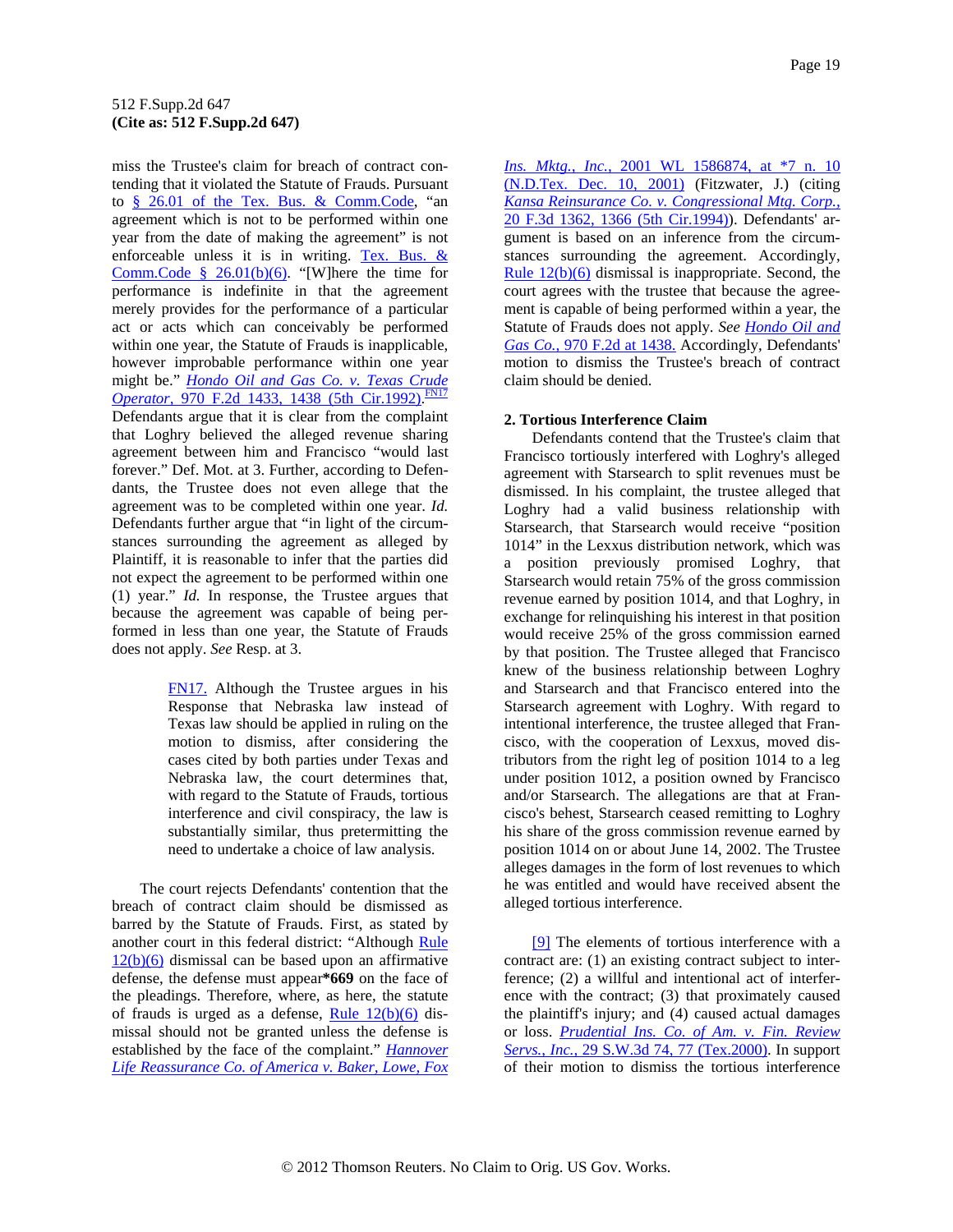miss the Trustee's claim for breach of contract contending that it violated the Statute of Frauds. Pursuant to § 26.01 of the Tex. Bus. & Comm.Code, "an agreement which is not to be performed within one year from the date of making the agreement" is not enforceable unless it is in writing. Tex. Bus. & Comm.Code § 26.01(b)(6). "[W]here the time for performance is indefinite in that the agreement merely provides for the performance of a particular act or acts which can conceivably be performed within one year, the Statute of Frauds is inapplicable, however improbable performance within one year might be." *Hondo Oil and Gas Co. v. Texas Crude Operator*, 970 F.2d 1433, 1438 (5th Cir.1992).[FN17] Defendants argue that it is clear from the complaint that Loghry believed the alleged revenue sharing agreement between him and Francisco "would last forever." Def. Mot. at 3. Further, according to Defendants, the Trustee does not even allege that the agreement was to be completed within one year. *Id.* Defendants further argue that "in light of the circumstances surrounding the agreement as alleged by Plaintiff, it is reasonable to infer that the parties did not expect the agreement to be performed within one (1) year." *Id.* In response, the Trustee argues that because the agreement was capable of being performed in less than one year, the Statute of Frauds does not apply. *See* Resp. at 3.

> FN17. Although the Trustee argues in his Response that Nebraska law instead of Texas law should be applied in ruling on the motion to dismiss, after considering the cases cited by both parties under Texas and Nebraska law, the court determines that, with regard to the Statute of Frauds, tortious interference and civil conspiracy, the law is substantially similar, thus pretermitting the need to undertake a choice of law analysis.

The court rejects Defendants' contention that the breach of contract claim should be dismissed as barred by the Statute of Frauds. First, as stated by another court in this federal district: "Although Rule 12(b)(6) dismissal can be based upon an affirmative defense, the defense must appear**\*669** on the face of the pleadings. Therefore, where, as here, the statute of frauds is urged as a defense, Rule 12(b)(6) dismissal should not be granted unless the defense is established by the face of the complaint." *Hannover Life Reassurance Co. of America v. Baker, Lowe, Fox Ins. Mktg., Inc.*, 2001 WL 1586874, at \*7 n. 10 (N.D.Tex. Dec. 10, 2001) (Fitzwater, J.) (citing *Kansa Reinsurance Co. v. Congressional Mtg. Corp.*, 20 F.3d 1362, 1366 (5th Cir.1994)). Defendants' argument is based on an inference from the circumstances surrounding the agreement. Accordingly, Rule 12(b)(6) dismissal is inappropriate. Second, the court agrees with the trustee that because the agreement is capable of being performed within a year, the Statute of Frauds does not apply. *See Hondo Oil and Gas Co.*, 970 F.2d at 1438. Accordingly, Defendants' motion to dismiss the Trustee's breach of contract claim should be denied.

**2. Tortious Interference Claim**

Defendants contend that the Trustee's claim that Francisco tortiously interfered with Loghry's alleged agreement with Starsearch to split revenues must be dismissed. In his complaint, the trustee alleged that Loghry had a valid business relationship with Starsearch, that Starsearch would receive "position 1014" in the Lexxus distribution network, which was a position previously promised Loghry, that Starsearch would retain 75% of the gross commission revenue earned by position 1014, and that Loghry, in exchange for relinquishing his interest in that position would receive 25% of the gross commission earned by that position. The Trustee alleged that Francisco knew of the business relationship between Loghry and Starsearch and that Francisco entered into the Starsearch agreement with Loghry. With regard to intentional interference, the trustee alleged that Francisco, with the cooperation of Lexxus, moved distributors from the right leg of position 1014 to a leg under position 1012, a position owned by Francisco and/or Starsearch. The allegations are that at Francisco's behest, Starsearch ceased remitting to Loghry his share of the gross commission revenue earned by position 1014 on or about June 14, 2002. The Trustee alleges damages in the form of lost revenues to which he was entitled and would have received absent the alleged tortious interference.

[9] The elements of tortious interference with a contract are: (1) an existing contract subject to interference; (2) a willful and intentional act of interference with the contract; (3) that proximately caused the plaintiff's injury; and (4) caused actual damages or loss. *Prudential Ins. Co. of Am. v. Fin. Review Servs., Inc.*, 29 S.W.3d 74, 77 (Tex.2000). In support of their motion to dismiss the tortious interference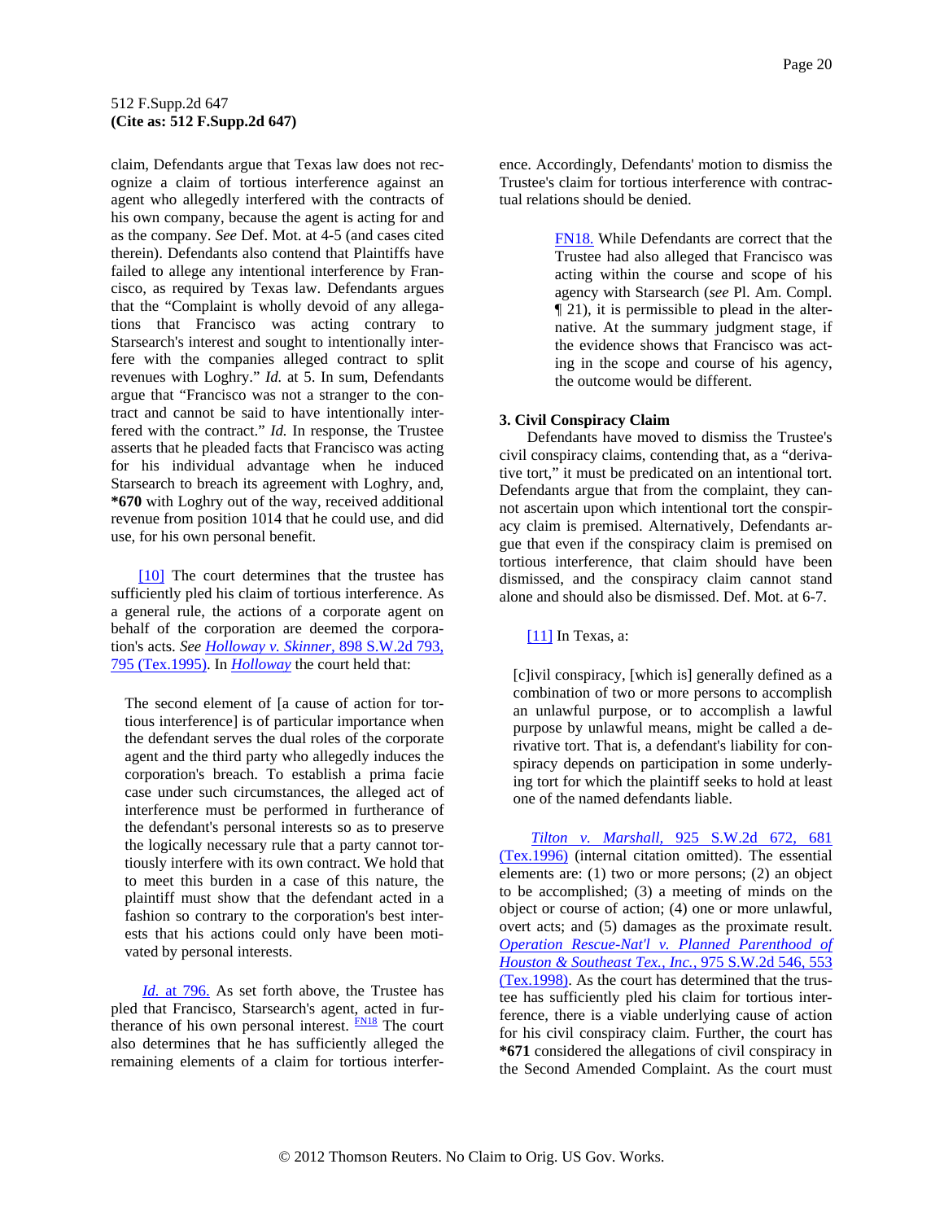claim, Defendants argue that Texas law does not recognize a claim of tortious interference against an agent who allegedly interfered with the contracts of his own company, because the agent is acting for and as the company. *See* Def. Mot. at 4-5 (and cases cited therein). Defendants also contend that Plaintiffs have failed to allege any intentional interference by Francisco, as required by Texas law. Defendants argues that the "Complaint is wholly devoid of any allegations that Francisco was acting contrary to Starsearch's interest and sought to intentionally interfere with the companies alleged contract to split revenues with Loghry." *Id.* at 5. In sum, Defendants argue that "Francisco was not a stranger to the contract and cannot be said to have intentionally interfered with the contract." *Id.* In response, the Trustee asserts that he pleaded facts that Francisco was acting for his individual advantage when he induced Starsearch to breach its agreement with Loghry, and, **\*670** with Loghry out of the way, received additional revenue from position 1014 that he could use, and did use, for his own personal benefit.

[10] The court determines that the trustee has sufficiently pled his claim of tortious interference. As a general rule, the actions of a corporate agent on behalf of the corporation are deemed the corporation's acts. *See* *Holloway v. Skinner,* 898 S.W.2d 793, 795 (Tex.1995). In *Holloway* the court held that:

> The second element of [a cause of action for tortious interference] is of particular importance when the defendant serves the dual roles of the corporate agent and the third party who allegedly induces the corporation's breach. To establish a prima facie case under such circumstances, the alleged act of interference must be performed in furtherance of the defendant's personal interests so as to preserve the logically necessary rule that a party cannot tortiously interfere with its own contract. We hold that to meet this burden in a case of this nature, the plaintiff must show that the defendant acted in a fashion so contrary to the corporation's best interests that his actions could only have been motivated by personal interests.

*Id.* at 796. As set forth above, the Trustee has pled that Francisco, Starsearch's agent, acted in furtherance of his own personal interest. [FN18] The court also determines that he has sufficiently alleged the remaining elements of a claim for tortious interference. Accordingly, Defendants' motion to dismiss the Trustee's claim for tortious interference with contractual relations should be denied.

> FN18. While Defendants are correct that the Trustee had also alleged that Francisco was acting within the course and scope of his agency with Starsearch (*see* Pl. Am. Compl. ¶ 21), it is permissible to plead in the alternative. At the summary judgment stage, if the evidence shows that Francisco was acting in the scope and course of his agency, the outcome would be different.

### 3. Civil Conspiracy Claim

Defendants have moved to dismiss the Trustee's civil conspiracy claims, contending that, as a "derivative tort," it must be predicated on an intentional tort. Defendants argue that from the complaint, they cannot ascertain upon which intentional tort the conspiracy claim is premised. Alternatively, Defendants argue that even if the conspiracy claim is premised on tortious interference, that claim should have been dismissed, and the conspiracy claim cannot stand alone and should also be dismissed. Def. Mot. at 6-7.

[11] In Texas, a:

> [c]ivil conspiracy, [which is] generally defined as a combination of two or more persons to accomplish an unlawful purpose, or to accomplish a lawful purpose by unlawful means, might be called a derivative tort. That is, a defendant's liability for conspiracy depends on participation in some underlying tort for which the plaintiff seeks to hold at least one of the named defendants liable.

*Tilton v. Marshall,* 925 S.W.2d 672, 681 (Tex.1996) (internal citation omitted). The essential elements are: (1) two or more persons; (2) an object to be accomplished; (3) a meeting of minds on the object or course of action; (4) one or more unlawful, overt acts; and (5) damages as the proximate result. *Operation Rescue-Nat'l v. Planned Parenthood of Houston & Southeast Tex., Inc.,* 975 S.W.2d 546, 553 (Tex.1998). As the court has determined that the trustee has sufficiently pled his claim for tortious interference, there is a viable underlying cause of action for his civil conspiracy claim. Further, the court has **\*671** considered the allegations of civil conspiracy in the Second Amended Complaint. As the court must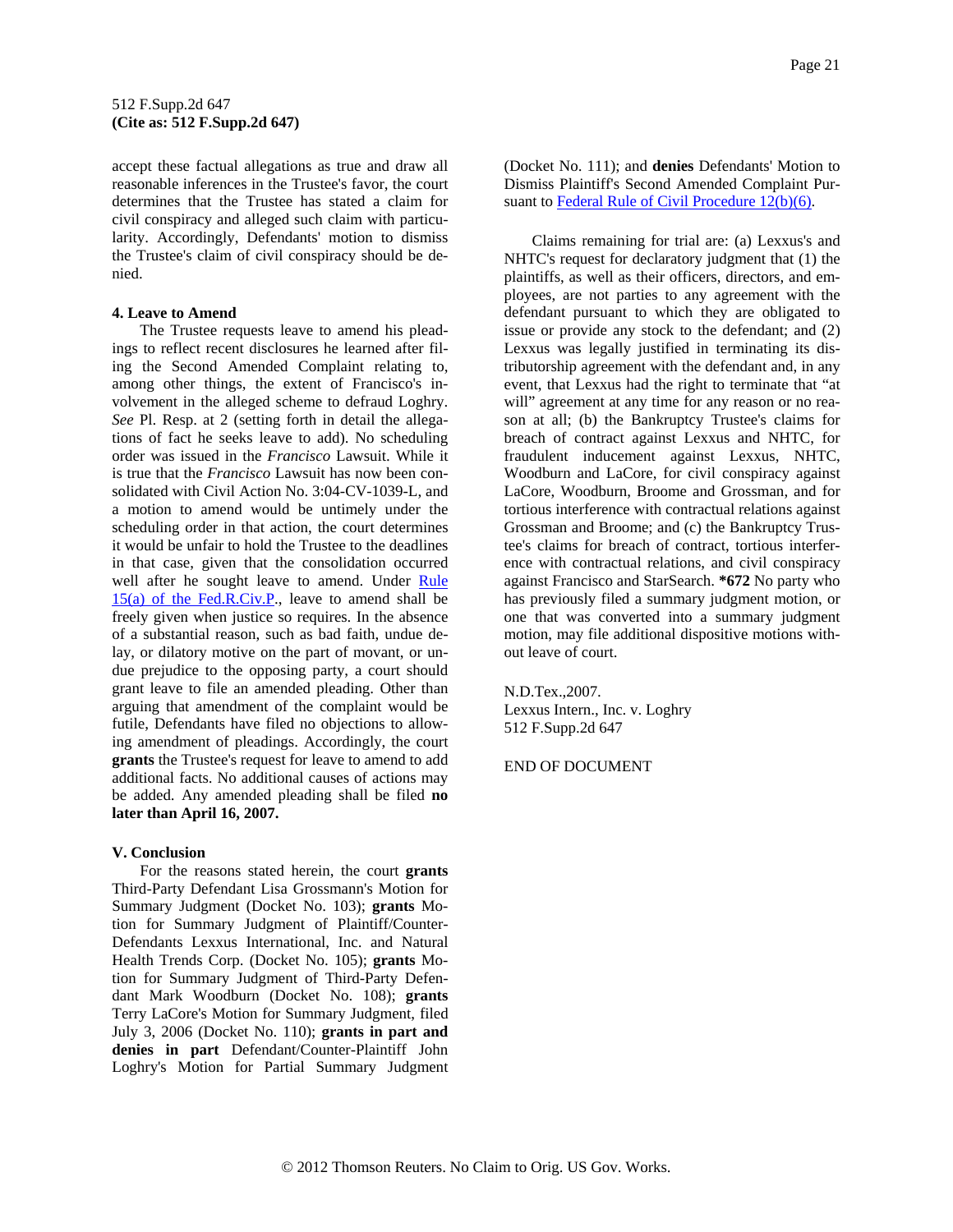accept these factual allegations as true and draw all reasonable inferences in the Trustee's favor, the court determines that the Trustee has stated a claim for civil conspiracy and alleged such claim with particularity. Accordingly, Defendants' motion to dismiss the Trustee's claim of civil conspiracy should be denied.

**4. Leave to Amend**

The Trustee requests leave to amend his pleadings to reflect recent disclosures he learned after filing the Second Amended Complaint relating to, among other things, the extent of Francisco's involvement in the alleged scheme to defraud Loghry. *See* Pl. Resp. at 2 (setting forth in detail the allegations of fact he seeks leave to add). No scheduling order was issued in the *Francisco* Lawsuit. While it is true that the *Francisco* Lawsuit has now been consolidated with Civil Action No. 3:04-CV-1039-L, and a motion to amend would be untimely under the scheduling order in that action, the court determines it would be unfair to hold the Trustee to the deadlines in that case, given that the consolidation occurred well after he sought leave to amend. Under Rule 15(a) of the Fed.R.Civ.P., leave to amend shall be freely given when justice so requires. In the absence of a substantial reason, such as bad faith, undue delay, or dilatory motive on the part of movant, or undue prejudice to the opposing party, a court should grant leave to file an amended pleading. Other than arguing that amendment of the complaint would be futile, Defendants have filed no objections to allowing amendment of pleadings. Accordingly, the court **grants** the Trustee's request for leave to amend to add additional facts. No additional causes of actions may be added. Any amended pleading shall be filed **no later than April 16, 2007.**

**V. Conclusion**

For the reasons stated herein, the court **grants** Third-Party Defendant Lisa Grossmann's Motion for Summary Judgment (Docket No. 103); **grants** Motion for Summary Judgment of Plaintiff/Counter-Defendants Lexxus International, Inc. and Natural Health Trends Corp. (Docket No. 105); **grants** Motion for Summary Judgment of Third-Party Defendant Mark Woodburn (Docket No. 108); **grants** Terry LaCore's Motion for Summary Judgment, filed July 3, 2006 (Docket No. 110); **grants in part and denies in part** Defendant/Counter-Plaintiff John Loghry's Motion for Partial Summary Judgment (Docket No. 111); and **denies** Defendants' Motion to Dismiss Plaintiff's Second Amended Complaint Pursuant to Federal Rule of Civil Procedure 12(b)(6).

Claims remaining for trial are: (a) Lexxus's and NHTC's request for declaratory judgment that (1) the plaintiffs, as well as their officers, directors, and employees, are not parties to any agreement with the defendant pursuant to which they are obligated to issue or provide any stock to the defendant; and (2) Lexxus was legally justified in terminating its distributorship agreement with the defendant and, in any event, that Lexxus had the right to terminate that "at will" agreement at any time for any reason or no reason at all; (b) the Bankruptcy Trustee's claims for breach of contract against Lexxus and NHTC, for fraudulent inducement against Lexxus, NHTC, Woodburn and LaCore, for civil conspiracy against LaCore, Woodburn, Broome and Grossman, and for tortious interference with contractual relations against Grossman and Broome; and (c) the Bankruptcy Trustee's claims for breach of contract, tortious interference with contractual relations, and civil conspiracy against Francisco and StarSearch. **\*672** No party who has previously filed a summary judgment motion, or one that was converted into a summary judgment motion, may file additional dispositive motions without leave of court.

N.D.Tex.,2007.
Lexxus Intern., Inc. v. Loghry
512 F.Supp.2d 647

END OF DOCUMENT